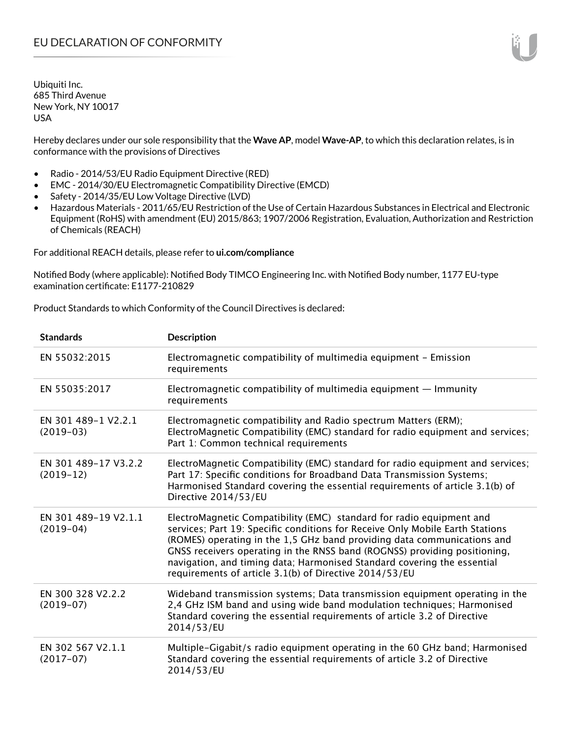# EU DECLARATION OF CONFORMITY

Ubiquiti Inc.
685 Third Avenue
New York, NY 10017
USA

Hereby declares under our sole responsibility that the **Wave AP**, model **Wave-AP**, to which this declaration relates, is in conformance with the provisions of Directives

- Radio - 2014/53/EU Radio Equipment Directive (RED)
- EMC - 2014/30/EU Electromagnetic Compatibility Directive (EMCD)
- Safety - 2014/35/EU Low Voltage Directive (LVD)
- Hazardous Materials - 2011/65/EU Restriction of the Use of Certain Hazardous Substances in Electrical and Electronic Equipment (RoHS) with amendment (EU) 2015/863; 1907/2006 Registration, Evaluation, Authorization and Restriction of Chemicals (REACH)

For additional REACH details, please refer to **ui.com/compliance**

Notified Body (where applicable): Notified Body TIMCO Engineering Inc. with Notified Body number, 1177 EU-type examination certificate: E1177-210829

Product Standards to which Conformity of the Council Directives is declared:

| Standards | Description |
| --- | --- |
| EN 55032:2015 | Electromagnetic compatibility of multimedia equipment – Emission requirements |
| EN 55035:2017 | Electromagnetic compatibility of multimedia equipment — Immunity requirements |
| EN 301 489-1 V2.2.1 (2019-03) | Electromagnetic compatibility and Radio spectrum Matters (ERM); ElectroMagnetic Compatibility (EMC) standard for radio equipment and services; Part 1: Common technical requirements |
| EN 301 489-17 V3.2.2 (2019-12) | ElectroMagnetic Compatibility (EMC) standard for radio equipment and services; Part 17: Specific conditions for Broadband Data Transmission Systems; Harmonised Standard covering the essential requirements of article 3.1(b) of Directive 2014/53/EU |
| EN 301 489-19 V2.1.1 (2019-04) | ElectroMagnetic Compatibility (EMC) standard for radio equipment and services; Part 19: Specific conditions for Receive Only Mobile Earth Stations (ROMES) operating in the 1,5 GHz band providing data communications and GNSS receivers operating in the RNSS band (ROGNSS) providing positioning, navigation, and timing data; Harmonised Standard covering the essential requirements of article 3.1(b) of Directive 2014/53/EU |
| EN 300 328 V2.2.2 (2019-07) | Wideband transmission systems; Data transmission equipment operating in the 2,4 GHz ISM band and using wide band modulation techniques; Harmonised Standard covering the essential requirements of article 3.2 of Directive 2014/53/EU |
| EN 302 567 V2.1.1 (2017-07) | Multiple-Gigabit/s radio equipment operating in the 60 GHz band; Harmonised Standard covering the essential requirements of article 3.2 of Directive 2014/53/EU |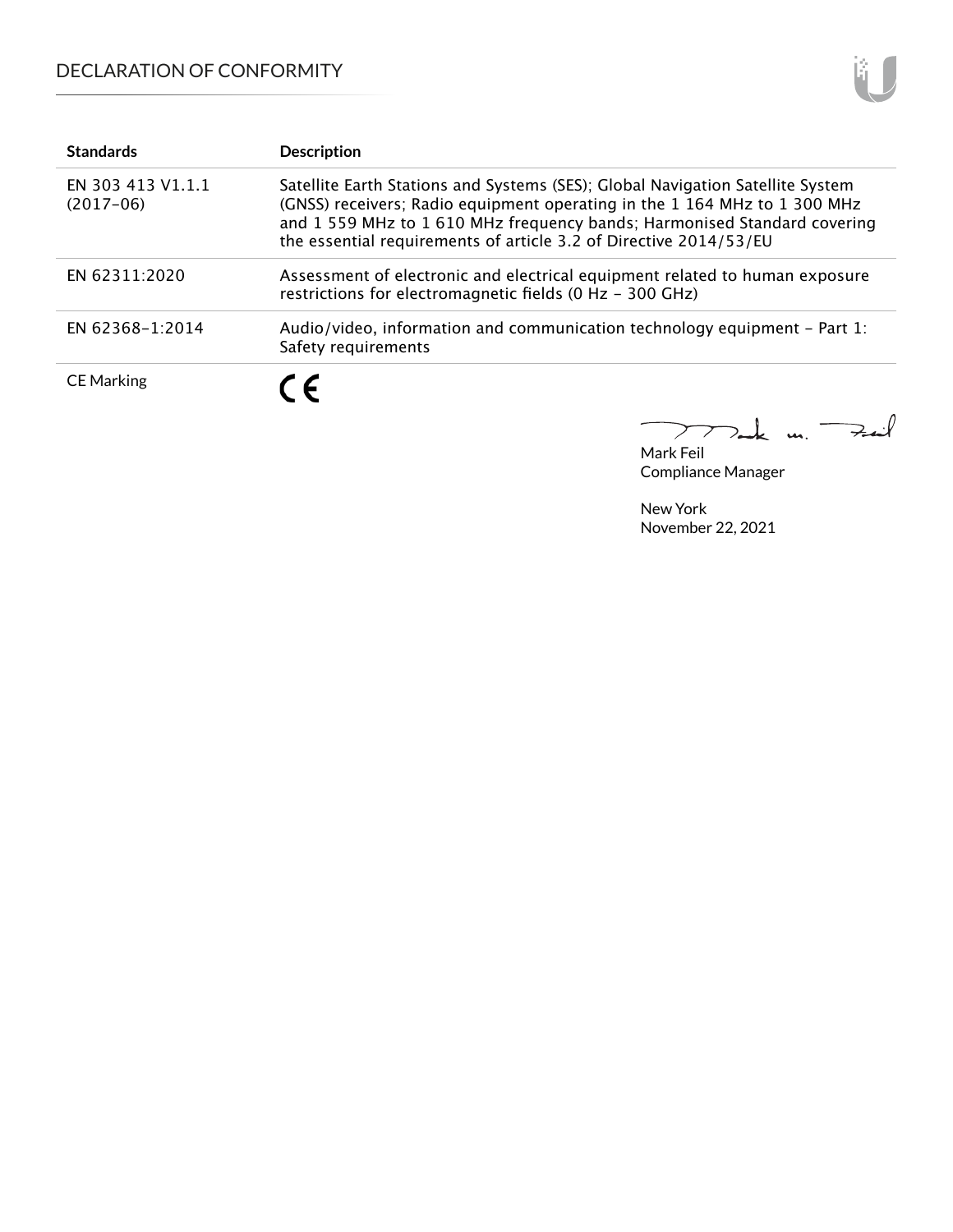| Standards | Description |
| --- | --- |
| EN 303 413 V1.1.1 (2017-06) | Satellite Earth Stations and Systems (SES); Global Navigation Satellite System (GNSS) receivers; Radio equipment operating in the 1 164 MHz to 1 300 MHz and 1 559 MHz to 1 610 MHz frequency bands; Harmonised Standard covering the essential requirements of article 3.2 of Directive 2014/53/EU |
| EN 62311:2020 | Assessment of electronic and electrical equipment related to human exposure restrictions for electromagnetic fields (0 Hz - 300 GHz) |
| EN 62368-1:2014 | Audio/video, information and communication technology equipment - Part 1: Safety requirements |
| CE Marking | CE |

Mark Feil
Compliance Manager

New York
November 22, 2021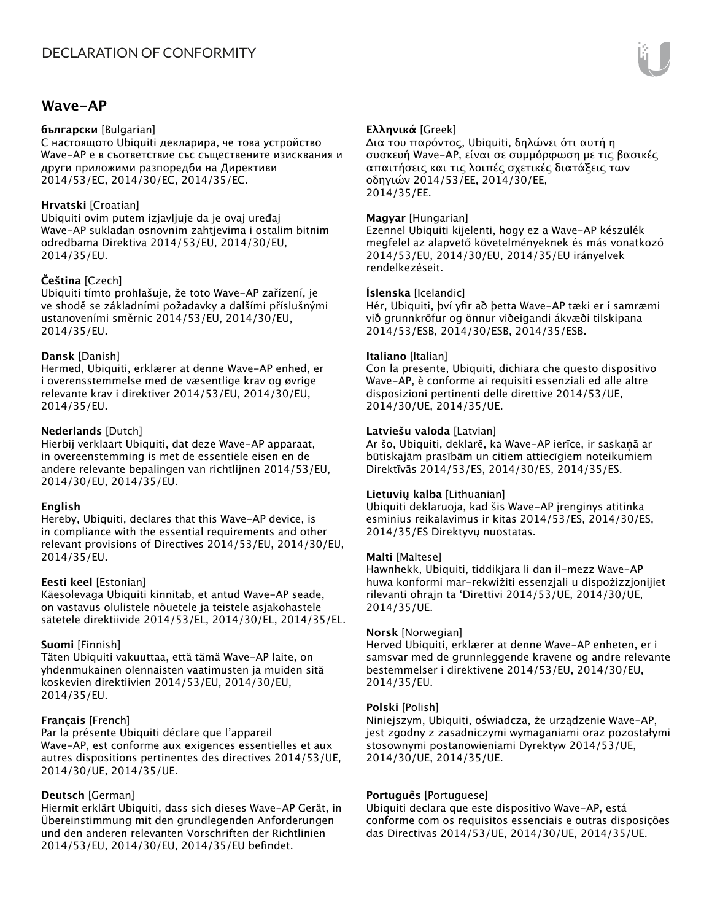## Wave-AP

**български** [Bulgarian]
С настоящото Ubiquiti декларира, че това устройство Wave-AP е в съответствие със съществените изисквания и други приложими разпоредби на Директиви 2014/53/EC, 2014/30/ЕС, 2014/35/ЕС.

**Hrvatski** [Croatian]
Ubiquiti ovim putem izjavljuje da je ovaj uređaj Wave-AP sukladan osnovnim zahtjevima i ostalim bitnim odredbama Direktiva 2014/53/EU, 2014/30/EU, 2014/35/EU.

**Čeština** [Czech]
Ubiquiti tímto prohlašuje, že toto Wave-AP zařízení, je ve shodě se základními požadavky a dalšími příslušnými ustanoveními směrnic 2014/53/EU, 2014/30/EU, 2014/35/EU.

**Dansk** [Danish]
Hermed, Ubiquiti, erklærer at denne Wave-AP enhed, er i overensstemmelse med de væsentlige krav og øvrige relevante krav i direktiver 2014/53/EU, 2014/30/EU, 2014/35/EU.

**Nederlands** [Dutch]
Hierbij verklaart Ubiquiti, dat deze Wave-AP apparaat, in overeenstemming is met de essentiële eisen en de andere relevante bepalingen van richtlijnen 2014/53/EU, 2014/30/EU, 2014/35/EU.

**English**
Hereby, Ubiquiti, declares that this Wave-AP device, is in compliance with the essential requirements and other relevant provisions of Directives 2014/53/EU, 2014/30/EU, 2014/35/EU.

**Eesti keel** [Estonian]
Käesolevaga Ubiquiti kinnitab, et antud Wave-AP seade, on vastavus olulistele nõuetele ja teistele asjakohastele sätetele direktiivide 2014/53/EL, 2014/30/EL, 2014/35/EL.

**Suomi** [Finnish]
Täten Ubiquiti vakuuttaa, että tämä Wave-AP laite, on yhdenmukainen olennaisten vaatimusten ja muiden sitä koskevien direktiivien 2014/53/EU, 2014/30/EU, 2014/35/EU.

**Français** [French]
Par la présente Ubiquiti déclare que l'appareil Wave-AP, est conforme aux exigences essentielles et aux autres dispositions pertinentes des directives 2014/53/UE, 2014/30/UE, 2014/35/UE.

**Deutsch** [German]
Hiermit erklärt Ubiquiti, dass sich dieses Wave-AP Gerät, in Übereinstimmung mit den grundlegenden Anforderungen und den anderen relevanten Vorschriften der Richtlinien 2014/53/EU, 2014/30/EU, 2014/35/EU befindet.

**Ελληνικά** [Greek]
Δια του παρόντος, Ubiquiti, δηλώνει ότι αυτή η συσκευή Wave-AP, είναι σε συμμόρφωση με τις βασικές απαιτήσεις και τις λοιπές σχετικές διατάξεις των οδηγιών 2014/53/EE, 2014/30/EE, 2014/35/EE.

**Magyar** [Hungarian]
Ezennel Ubiquiti kijelenti, hogy ez a Wave-AP készülék megfelel az alapvető követelményeknek és más vonatkozó 2014/53/EU, 2014/30/EU, 2014/35/EU irányelvek rendelkezéseit.

**Íslenska** [Icelandic]
Hér, Ubiquiti, því yfir að þetta Wave-AP tæki er í samræmi við grunnkröfur og önnur viðeigandi ákvæði tilskipana 2014/53/ESB, 2014/30/ESB, 2014/35/ESB.

**Italiano** [Italian]
Con la presente, Ubiquiti, dichiara che questo dispositivo Wave-AP, è conforme ai requisiti essenziali ed alle altre disposizioni pertinenti delle direttive 2014/53/UE, 2014/30/UE, 2014/35/UE.

**Latviešu valoda** [Latvian]
Ar šo, Ubiquiti, deklarē, ka Wave-AP ierīce, ir saskaņā ar būtiskajām prasībām un citiem attiecīgiem noteikumiem Direktīvās 2014/53/ES, 2014/30/ES, 2014/35/ES.

**Lietuvių kalba** [Lithuanian]
Ubiquiti deklaruoja, kad šis Wave-AP įrenginys atitinka esminius reikalavimus ir kitas 2014/53/ES, 2014/30/ES, 2014/35/ES Direktyvų nuostatas.

**Malti** [Maltese]
Hawnhekk, Ubiquiti, tiddikjara li dan il-mezz Wave-AP huwa konformi mar-rekwiżiti essenzjali u dispożizzjonijiet rilevanti oħrajn ta 'Direttivi 2014/53/UE, 2014/30/UE, 2014/35/UE.

**Norsk** [Norwegian]
Herved Ubiquiti, erklærer at denne Wave-AP enheten, er i samsvar med de grunnleggende kravene og andre relevante bestemmelser i direktivene 2014/53/EU, 2014/30/EU, 2014/35/EU.

**Polski** [Polish]
Niniejszym, Ubiquiti, oświadcza, że urządzenie Wave-AP, jest zgodny z zasadniczymi wymaganiami oraz pozostałymi stosownymi postanowieniami Dyrektyw 2014/53/UE, 2014/30/UE, 2014/35/UE.

**Português** [Portuguese]
Ubiquiti declara que este dispositivo Wave-AP, está conforme com os requisitos essenciais e outras disposições das Directivas 2014/53/UE, 2014/30/UE, 2014/35/UE.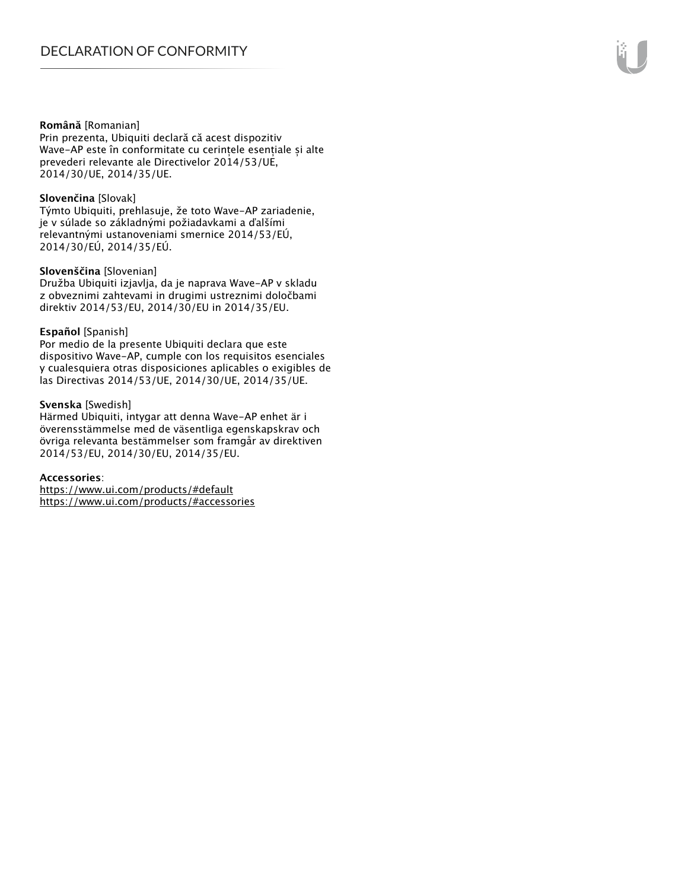**Română** [Romanian]
Prin prezenta, Ubiquiti declară că acest dispozitiv Wave-AP este în conformitate cu cerințele esențiale și alte prevederi relevante ale Directivelor 2014/53/UE, 2014/30/UE, 2014/35/UE.

**Slovenčina** [Slovak]
Týmto Ubiquiti, prehlasuje, že toto Wave-AP zariadenie, je v súlade so základnými požiadavkami a ďalšími relevantnými ustanoveniami smernice 2014/53/EÚ, 2014/30/EÚ, 2014/35/EÚ.

**Slovenščina** [Slovenian]
Družba Ubiquiti izjavlja, da je naprava Wave-AP v skladu z obveznimi zahtevami in drugimi ustreznimi določbami direktiv 2014/53/EU, 2014/30/EU in 2014/35/EU.

**Español** [Spanish]
Por medio de la presente Ubiquiti declara que este dispositivo Wave-AP, cumple con los requisitos esenciales y cualesquiera otras disposiciones aplicables o exigibles de las Directivas 2014/53/UE, 2014/30/UE, 2014/35/UE.

**Svenska** [Swedish]
Härmed Ubiquiti, intygar att denna Wave-AP enhet är i överensstämmelse med de väsentliga egenskapskrav och övriga relevanta bestämmelser som framgår av direktiven 2014/53/EU, 2014/30/EU, 2014/35/EU.

**Accessories**:
https://www.ui.com/products/#default
https://www.ui.com/products/#accessories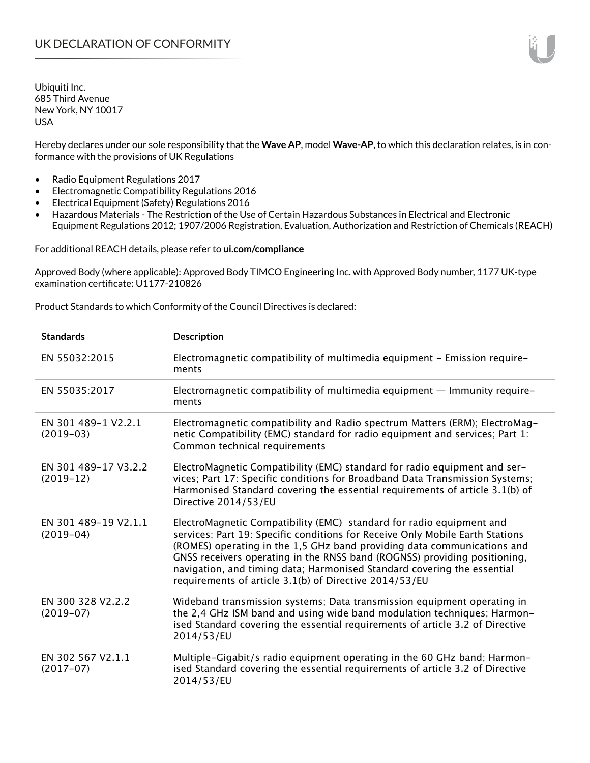# UK DECLARATION OF CONFORMITY

Ubiquiti Inc.
685 Third Avenue
New York, NY 10017
USA

Hereby declares under our sole responsibility that the **Wave AP**, model **Wave-AP**, to which this declaration relates, is in conformance with the provisions of UK Regulations

- Radio Equipment Regulations 2017
- Electromagnetic Compatibility Regulations 2016
- Electrical Equipment (Safety) Regulations 2016
- Hazardous Materials - The Restriction of the Use of Certain Hazardous Substances in Electrical and Electronic Equipment Regulations 2012; 1907/2006 Registration, Evaluation, Authorization and Restriction of Chemicals (REACH)

For additional REACH details, please refer to **ui.com/compliance**

Approved Body (where applicable): Approved Body TIMCO Engineering Inc. with Approved Body number, 1177 UK-type examination certificate: U1177-210826

Product Standards to which Conformity of the Council Directives is declared:

| Standards | Description |
|---|---|
| EN 55032:2015 | Electromagnetic compatibility of multimedia equipment - Emission requirements |
| EN 55035:2017 | Electromagnetic compatibility of multimedia equipment — Immunity requirements |
| EN 301 489-1 V2.2.1 (2019-03) | Electromagnetic compatibility and Radio spectrum Matters (ERM); ElectroMagnetic Compatibility (EMC) standard for radio equipment and services; Part 1: Common technical requirements |
| EN 301 489-17 V3.2.2 (2019-12) | ElectroMagnetic Compatibility (EMC) standard for radio equipment and services; Part 17: Specific conditions for Broadband Data Transmission Systems; Harmonised Standard covering the essential requirements of article 3.1(b) of Directive 2014/53/EU |
| EN 301 489-19 V2.1.1 (2019-04) | ElectroMagnetic Compatibility (EMC) standard for radio equipment and services; Part 19: Specific conditions for Receive Only Mobile Earth Stations (ROMES) operating in the 1,5 GHz band providing data communications and GNSS receivers operating in the RNSS band (ROGNSS) providing positioning, navigation, and timing data; Harmonised Standard covering the essential requirements of article 3.1(b) of Directive 2014/53/EU |
| EN 300 328 V2.2.2 (2019-07) | Wideband transmission systems; Data transmission equipment operating in the 2,4 GHz ISM band and using wide band modulation techniques; Harmonised Standard covering the essential requirements of article 3.2 of Directive 2014/53/EU |
| EN 302 567 V2.1.1 (2017-07) | Multiple-Gigabit/s radio equipment operating in the 60 GHz band; Harmonised Standard covering the essential requirements of article 3.2 of Directive 2014/53/EU |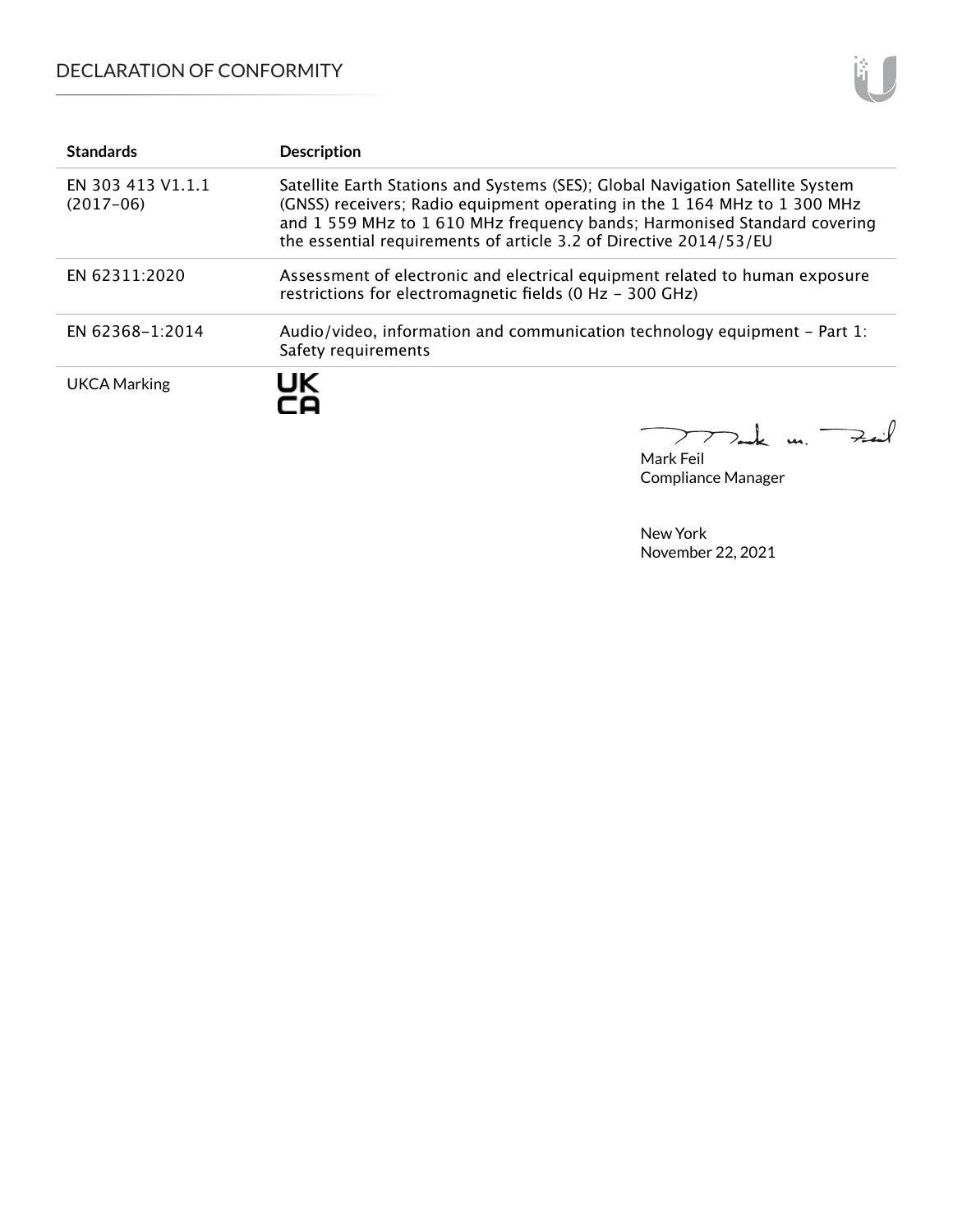| Standards | Description |
|---|---|
| EN 303 413 V1.1.1 (2017-06) | Satellite Earth Stations and Systems (SES); Global Navigation Satellite System (GNSS) receivers; Radio equipment operating in the 1 164 MHz to 1 300 MHz and 1 559 MHz to 1 610 MHz frequency bands; Harmonised Standard covering the essential requirements of article 3.2 of Directive 2014/53/EU |
| EN 62311:2020 | Assessment of electronic and electrical equipment related to human exposure restrictions for electromagnetic fields (0 Hz - 300 GHz) |
| EN 62368-1:2014 | Audio/video, information and communication technology equipment - Part 1: Safety requirements |
| UKCA Marking | UK CA |

Mark Feil
Compliance Manager

New York
November 22, 2021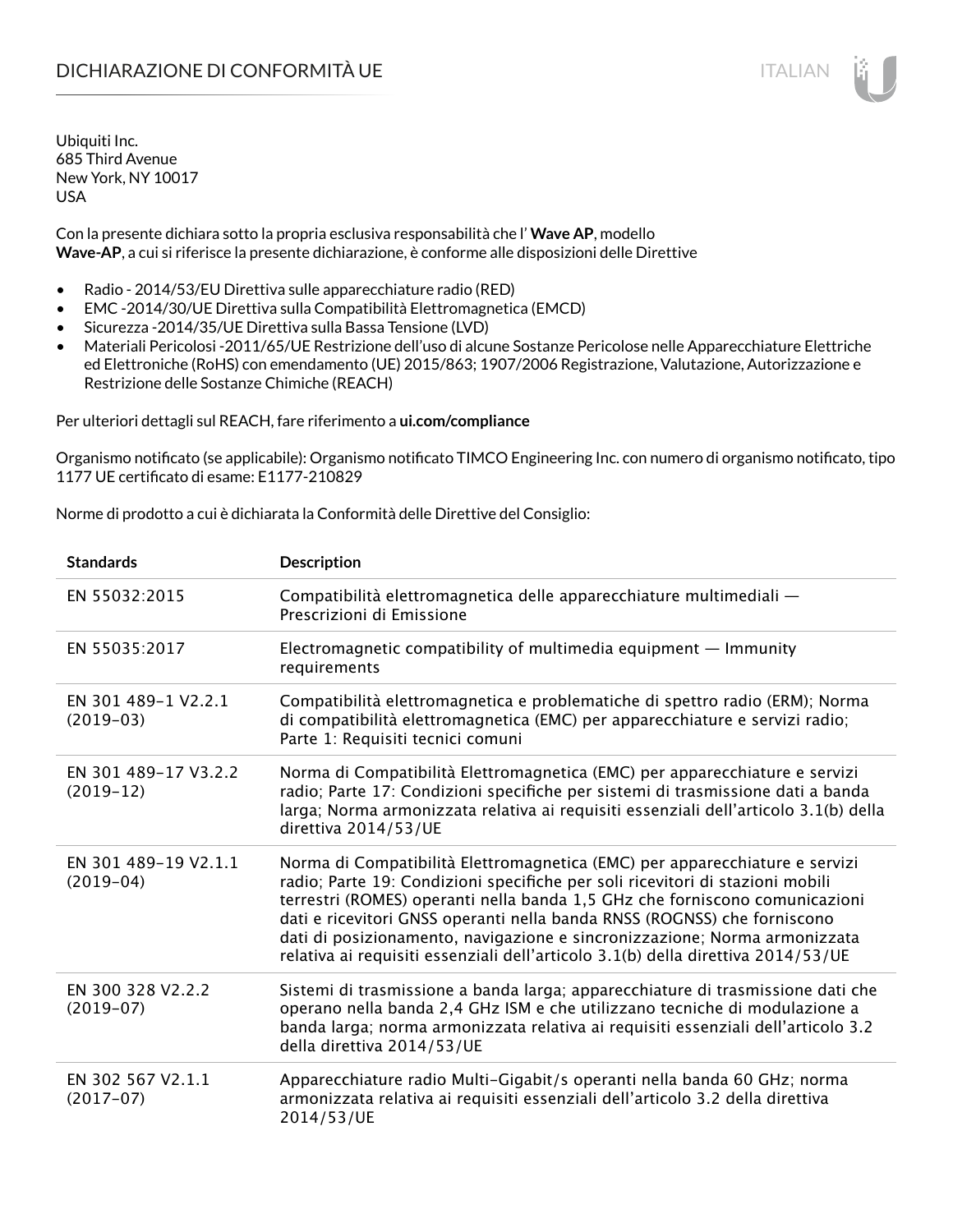# DICHIARAZIONE DI CONFORMITÀ UE

Ubiquiti Inc.
685 Third Avenue
New York, NY 10017
USA

Con la presente dichiara sotto la propria esclusiva responsabilità che l' **Wave AP**, modello **Wave-AP**, a cui si riferisce la presente dichiarazione, è conforme alle disposizioni delle Direttive

- Radio - 2014/53/EU Direttiva sulle apparecchiature radio (RED)
- EMC -2014/30/UE Direttiva sulla Compatibilità Elettromagnetica (EMCD)
- Sicurezza -2014/35/UE Direttiva sulla Bassa Tensione (LVD)
- Materiali Pericolosi -2011/65/UE Restrizione dell'uso di alcune Sostanze Pericolose nelle Apparecchiature Elettriche ed Elettroniche (RoHS) con emendamento (UE) 2015/863; 1907/2006 Registrazione, Valutazione, Autorizzazione e Restrizione delle Sostanze Chimiche (REACH)

Per ulteriori dettagli sul REACH, fare riferimento a **ui.com/compliance**

Organismo notificato (se applicabile): Organismo notificato TIMCO Engineering Inc. con numero di organismo notificato, tipo 1177 UE certificato di esame: E1177-210829

Norme di prodotto a cui è dichiarata la Conformità delle Direttive del Consiglio:

| Standards | Description |
| --- | --- |
| EN 55032:2015 | Compatibilità elettromagnetica delle apparecchiature multimediali — Prescrizioni di Emissione |
| EN 55035:2017 | Electromagnetic compatibility of multimedia equipment — Immunity requirements |
| EN 301 489-1 V2.2.1 (2019-03) | Compatibilità elettromagnetica e problematiche di spettro radio (ERM); Norma di compatibilità elettromagnetica (EMC) per apparecchiature e servizi radio; Parte 1: Requisiti tecnici comuni |
| EN 301 489-17 V3.2.2 (2019-12) | Norma di Compatibilità Elettromagnetica (EMC) per apparecchiature e servizi radio; Parte 17: Condizioni specifiche per sistemi di trasmissione dati a banda larga; Norma armonizzata relativa ai requisiti essenziali dell'articolo 3.1(b) della direttiva 2014/53/UE |
| EN 301 489-19 V2.1.1 (2019-04) | Norma di Compatibilità Elettromagnetica (EMC) per apparecchiature e servizi radio; Parte 19: Condizioni specifiche per soli ricevitori di stazioni mobili terrestri (ROMES) operanti nella banda 1,5 GHz che forniscono comunicazioni dati e ricevitori GNSS operanti nella banda RNSS (ROGNSS) che forniscono dati di posizionamento, navigazione e sincronizzazione; Norma armonizzata relativa ai requisiti essenziali dell'articolo 3.1(b) della direttiva 2014/53/UE |
| EN 300 328 V2.2.2 (2019-07) | Sistemi di trasmissione a banda larga; apparecchiature di trasmissione dati che operano nella banda 2,4 GHz ISM e che utilizzano tecniche di modulazione a banda larga; norma armonizzata relativa ai requisiti essenziali dell'articolo 3.2 della direttiva 2014/53/UE |
| EN 302 567 V2.1.1 (2017-07) | Apparecchiature radio Multi-Gigabit/s operanti nella banda 60 GHz; norma armonizzata relativa ai requisiti essenziali dell'articolo 3.2 della direttiva 2014/53/UE |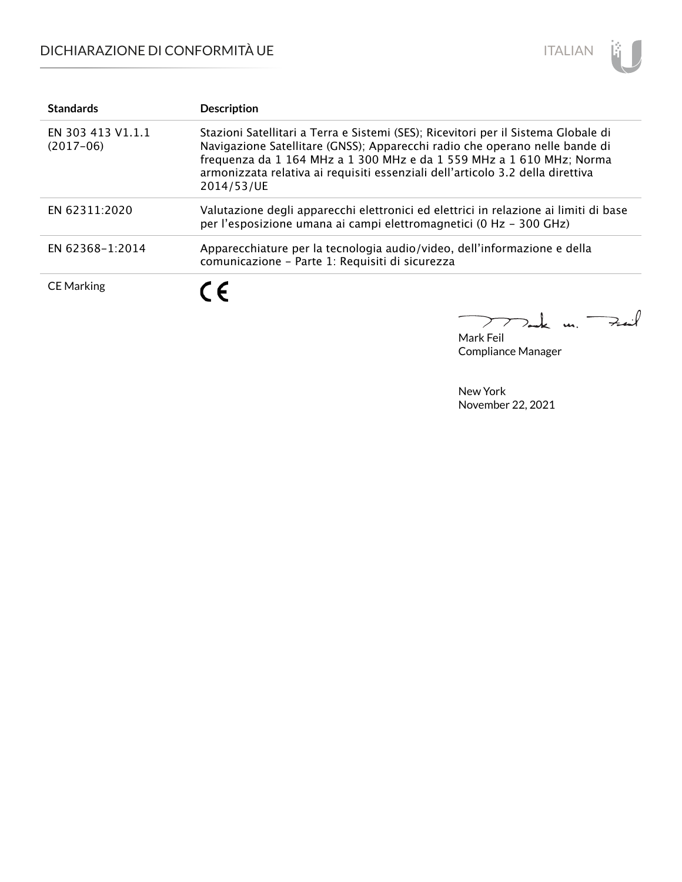# DICHIARAZIONE DI CONFORMITÀ UE

| Standards | Description |
| --- | --- |
| EN 303 413 V1.1.1 (2017-06) | Stazioni Satellitari a Terra e Sistemi (SES); Ricevitori per il Sistema Globale di Navigazione Satellitare (GNSS); Apparecchi radio che operano nelle bande di frequenza da 1 164 MHz a 1 300 MHz e da 1 559 MHz a 1 610 MHz; Norma armonizzata relativa ai requisiti essenziali dell'articolo 3.2 della direttiva 2014/53/UE |
| EN 62311:2020 | Valutazione degli apparecchi elettronici ed elettrici in relazione ai limiti di base per l'esposizione umana ai campi elettromagnetici (0 Hz - 300 GHz) |
| EN 62368-1:2014 | Apparecchiature per la tecnologia audio/video, dell'informazione e della comunicazione - Parte 1: Requisiti di sicurezza |
| CE Marking | CE |

Mark Feil
Compliance Manager

New York
November 22, 2021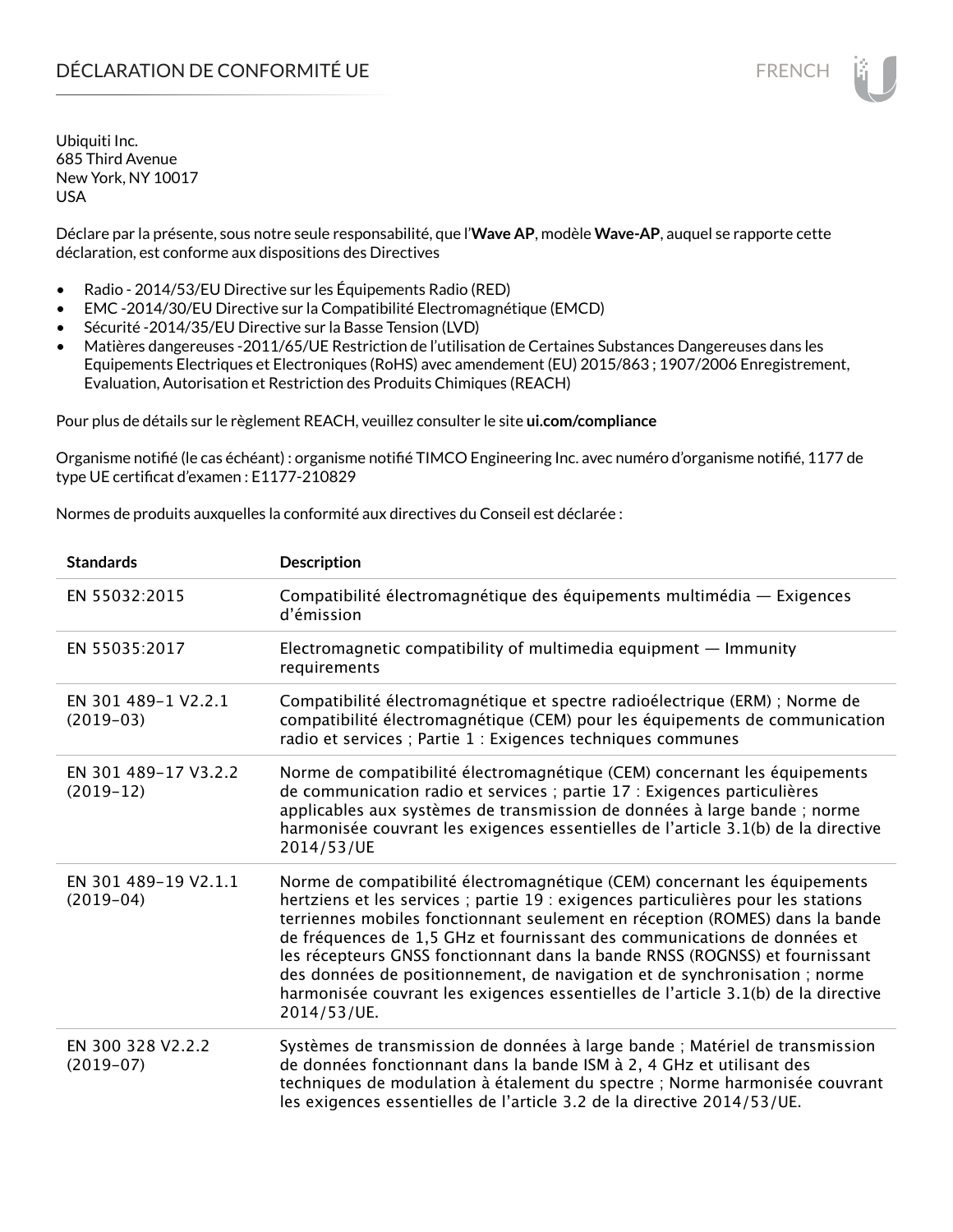# DÉCLARATION DE CONFORMITÉ UE

Ubiquiti Inc.
685 Third Avenue
New York, NY 10017
USA

Déclare par la présente, sous notre seule responsabilité, que l'**Wave AP**, modèle **Wave-AP**, auquel se rapporte cette déclaration, est conforme aux dispositions des Directives

- Radio - 2014/53/EU Directive sur les Équipements Radio (RED)
- EMC -2014/30/EU Directive sur la Compatibilité Electromagnétique (EMCD)
- Sécurité -2014/35/EU Directive sur la Basse Tension (LVD)
- Matières dangereuses -2011/65/UE Restriction de l'utilisation de Certaines Substances Dangereuses dans les Equipements Electriques et Electroniques (RoHS) avec amendement (EU) 2015/863 ; 1907/2006 Enregistrement, Evaluation, Autorisation et Restriction des Produits Chimiques (REACH)

Pour plus de détails sur le règlement REACH, veuillez consulter le site **ui.com/compliance**

Organisme notifié (le cas échéant) : organisme notifié TIMCO Engineering Inc. avec numéro d'organisme notifié, 1177 de type UE certificat d'examen : E1177-210829

Normes de produits auxquelles la conformité aux directives du Conseil est déclarée :

| Standards | Description |
|---|---|
| EN 55032:2015 | Compatibilité électromagnétique des équipements multimédia — Exigences d'émission |
| EN 55035:2017 | Electromagnetic compatibility of multimedia equipment — Immunity requirements |
| EN 301 489-1 V2.2.1 (2019-03) | Compatibilité électromagnétique et spectre radioélectrique (ERM) ; Norme de compatibilité électromagnétique (CEM) pour les équipements de communication radio et services ; Partie 1 : Exigences techniques communes |
| EN 301 489-17 V3.2.2 (2019-12) | Norme de compatibilité électromagnétique (CEM) concernant les équipements de communication radio et services ; partie 17 : Exigences particulières applicables aux systèmes de transmission de données à large bande ; norme harmonisée couvrant les exigences essentielles de l'article 3.1(b) de la directive 2014/53/UE |
| EN 301 489-19 V2.1.1 (2019-04) | Norme de compatibilité électromagnétique (CEM) concernant les équipements hertziens et les services ; partie 19 : exigences particulières pour les stations terriennes mobiles fonctionnant seulement en réception (ROMES) dans la bande de fréquences de 1,5 GHz et fournissant des communications de données et les récepteurs GNSS fonctionnant dans la bande RNSS (ROGNSS) et fournissant des données de positionnement, de navigation et de synchronisation ; norme harmonisée couvrant les exigences essentielles de l'article 3.1(b) de la directive 2014/53/UE. |
| EN 300 328 V2.2.2 (2019-07) | Systèmes de transmission de données à large bande ; Matériel de transmission de données fonctionnant dans la bande ISM à 2, 4 GHz et utilisant des techniques de modulation à étalement du spectre ; Norme harmonisée couvrant les exigences essentielles de l'article 3.2 de la directive 2014/53/UE. |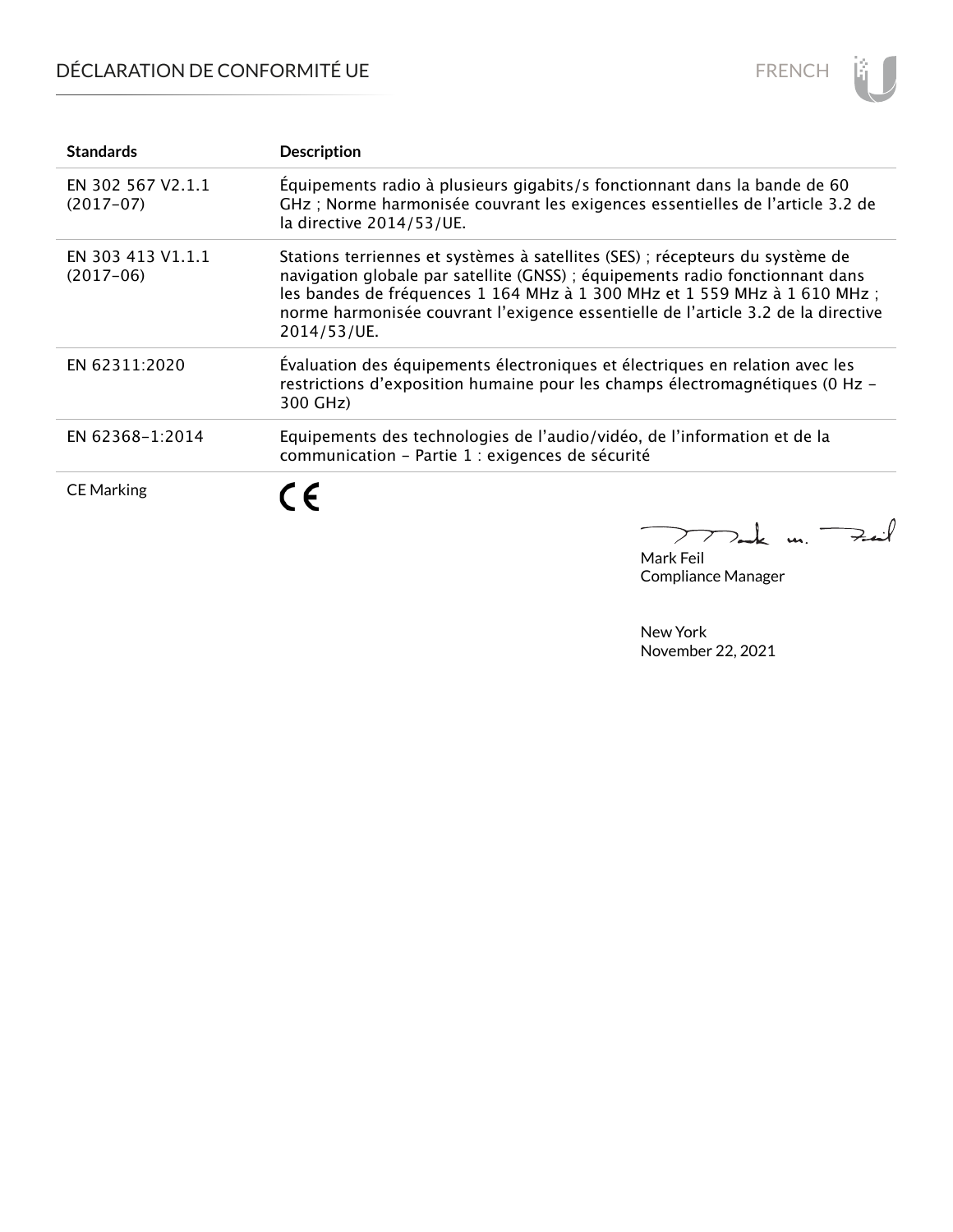| Standards | Description |
| --- | --- |
| EN 302 567 V2.1.1 (2017-07) | Équipements radio à plusieurs gigabits/s fonctionnant dans la bande de 60 GHz ; Norme harmonisée couvrant les exigences essentielles de l'article 3.2 de la directive 2014/53/UE. |
| EN 303 413 V1.1.1 (2017-06) | Stations terriennes et systèmes à satellites (SES) ; récepteurs du système de navigation globale par satellite (GNSS) ; équipements radio fonctionnant dans les bandes de fréquences 1 164 MHz à 1 300 MHz et 1 559 MHz à 1 610 MHz ; norme harmonisée couvrant l'exigence essentielle de l'article 3.2 de la directive 2014/53/UE. |
| EN 62311:2020 | Évaluation des équipements électroniques et électriques en relation avec les restrictions d'exposition humaine pour les champs électromagnétiques (0 Hz - 300 GHz) |
| EN 62368-1:2014 | Equipements des technologies de l'audio/vidéo, de l'information et de la communication - Partie 1 : exigences de sécurité |
| CE Marking | CE |

Mark Feil
Compliance Manager

New York
November 22, 2021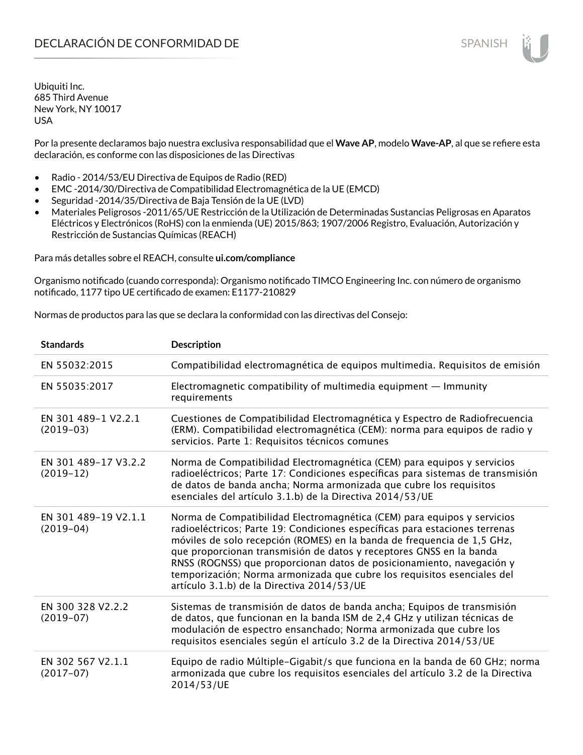# DECLARACIÓN DE CONFORMIDAD DE

Ubiquiti Inc.
685 Third Avenue
New York, NY 10017
USA

Por la presente declaramos bajo nuestra exclusiva responsabilidad que el **Wave AP**, modelo **Wave-AP**, al que se refiere esta declaración, es conforme con las disposiciones de las Directivas

- Radio - 2014/53/EU Directiva de Equipos de Radio (RED)
- EMC -2014/30/Directiva de Compatibilidad Electromagnética de la UE (EMCD)
- Seguridad -2014/35/Directiva de Baja Tensión de la UE (LVD)
- Materiales Peligrosos -2011/65/UE Restricción de la Utilización de Determinadas Sustancias Peligrosas en Aparatos Eléctricos y Electrónicos (RoHS) con la enmienda (UE) 2015/863; 1907/2006 Registro, Evaluación, Autorización y Restricción de Sustancias Químicas (REACH)

Para más detalles sobre el REACH, consulte **ui.com/compliance**

Organismo notificado (cuando corresponda): Organismo notificado TIMCO Engineering Inc. con número de organismo notificado, 1177 tipo UE certificado de examen: E1177-210829

Normas de productos para las que se declara la conformidad con las directivas del Consejo:

| Standards | Description |
|---|---|
| EN 55032:2015 | Compatibilidad electromagnética de equipos multimedia. Requisitos de emisión |
| EN 55035:2017 | Electromagnetic compatibility of multimedia equipment — Immunity requirements |
| EN 301 489-1 V2.2.1 (2019-03) | Cuestiones de Compatibilidad Electromagnética y Espectro de Radiofrecuencia (ERM). Compatibilidad electromagnética (CEM): norma para equipos de radio y servicios. Parte 1: Requisitos técnicos comunes |
| EN 301 489-17 V3.2.2 (2019-12) | Norma de Compatibilidad Electromagnética (CEM) para equipos y servicios radioeléctricos; Parte 17: Condiciones específicas para sistemas de transmisión de datos de banda ancha; Norma armonizada que cubre los requisitos esenciales del artículo 3.1.b) de la Directiva 2014/53/UE |
| EN 301 489-19 V2.1.1 (2019-04) | Norma de Compatibilidad Electromagnética (CEM) para equipos y servicios radioeléctricos; Parte 19: Condiciones específicas para estaciones terrenas móviles de solo recepción (ROMES) en la banda de frequencia de 1,5 GHz, que proporcionan transmisión de datos y receptores GNSS en la banda RNSS (ROGNSS) que proporcionan datos de posicionamiento, navegación y temporización; Norma armonizada que cubre los requisitos esenciales del artículo 3.1.b) de la Directiva 2014/53/UE |
| EN 300 328 V2.2.2 (2019-07) | Sistemas de transmisión de datos de banda ancha; Equipos de transmisión de datos, que funcionan en la banda ISM de 2,4 GHz y utilizan técnicas de modulación de espectro ensanchado; Norma armonizada que cubre los requisitos esenciales según el artículo 3.2 de la Directiva 2014/53/UE |
| EN 302 567 V2.1.1 (2017-07) | Equipo de radio Múltiple-Gigabit/s que funciona en la banda de 60 GHz; norma armonizada que cubre los requisitos esenciales del artículo 3.2 de la Directiva 2014/53/UE |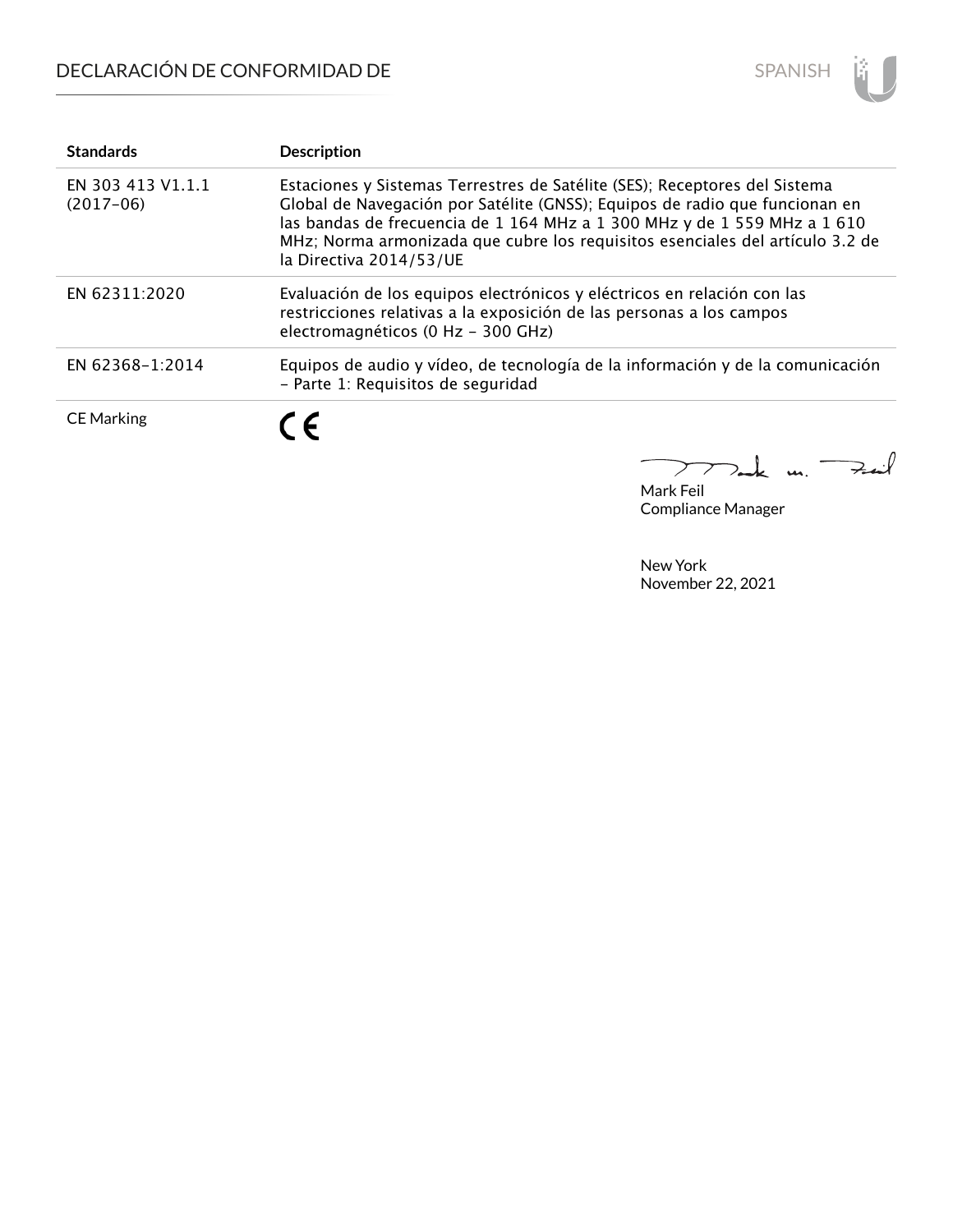## DECLARACIÓN DE CONFORMIDAD DE

| Standards | Description |
|---|---|
| EN 303 413 V1.1.1 (2017-06) | Estaciones y Sistemas Terrestres de Satélite (SES); Receptores del Sistema Global de Navegación por Satélite (GNSS); Equipos de radio que funcionan en las bandas de frecuencia de 1 164 MHz a 1 300 MHz y de 1 559 MHz a 1 610 MHz; Norma armonizada que cubre los requisitos esenciales del artículo 3.2 de la Directiva 2014/53/UE |
| EN 62311:2020 | Evaluación de los equipos electrónicos y eléctricos en relación con las restricciones relativas a la exposición de las personas a los campos electromagnéticos (0 Hz - 300 GHz) |
| EN 62368-1:2014 | Equipos de audio y vídeo, de tecnología de la información y de la comunicación - Parte 1: Requisitos de seguridad |
| CE Marking | CE |

Mark Feil
Compliance Manager

New York
November 22, 2021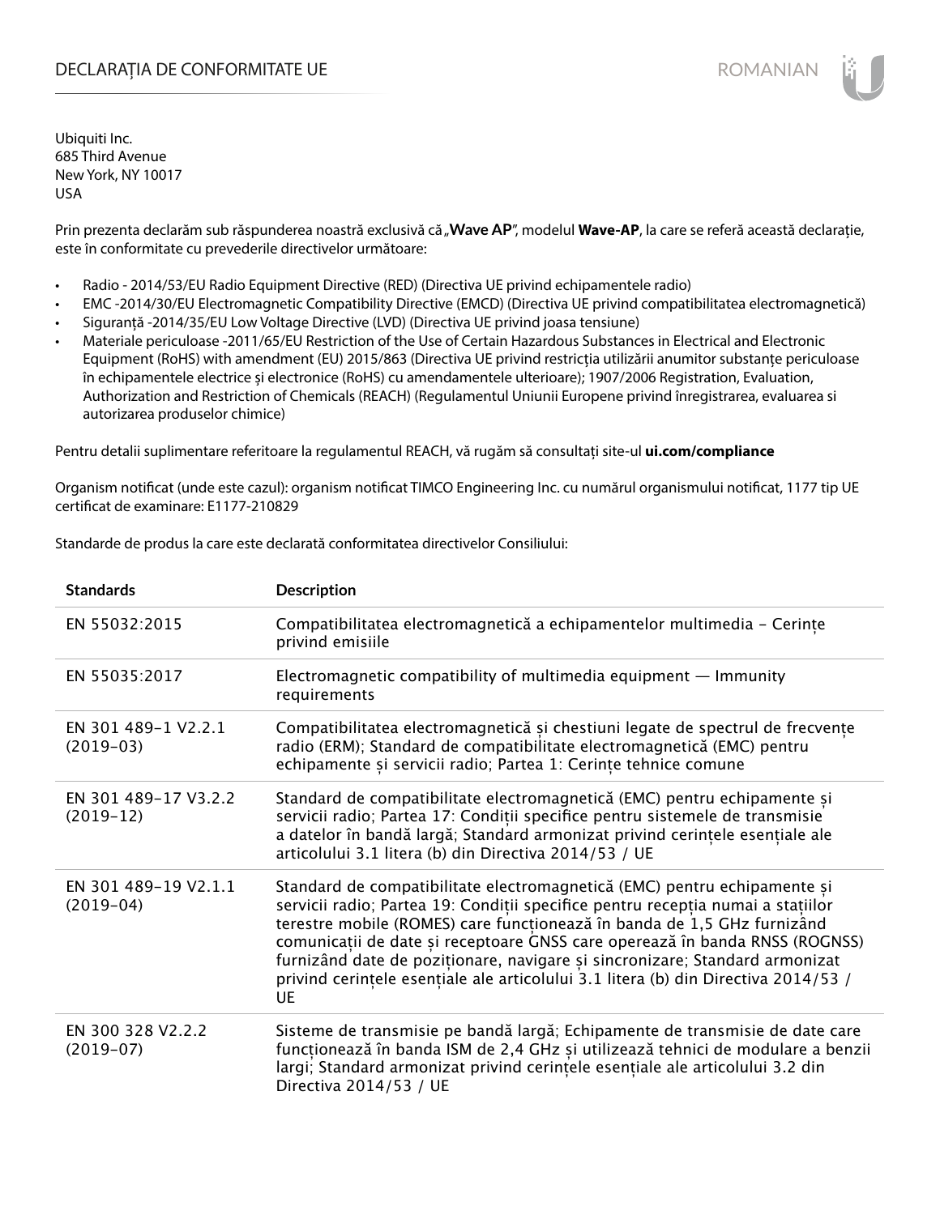# DECLARAȚIA DE CONFORMITATE UE

Ubiquiti Inc.
685 Third Avenue
New York, NY 10017
USA

Prin prezenta declarăm sub răspunderea noastră exclusivă că „**Wave AP**", modelul **Wave-AP**, la care se referă această declarație, este în conformitate cu prevederile directivelor următoare:

- Radio - 2014/53/EU Radio Equipment Directive (RED) (Directiva UE privind echipamentele radio)
- EMC -2014/30/EU Electromagnetic Compatibility Directive (EMCD) (Directiva UE privind compatibilitatea electromagnetică)
- Siguranță -2014/35/EU Low Voltage Directive (LVD) (Directiva UE privind joasa tensiune)
- Materiale periculoase -2011/65/EU Restriction of the Use of Certain Hazardous Substances in Electrical and Electronic Equipment (RoHS) with amendment (EU) 2015/863 (Directiva UE privind restricția utilizării anumitor substanțe periculoase în echipamentele electrice și electronice (RoHS) cu amendamentele ulterioare); 1907/2006 Registration, Evaluation, Authorization and Restriction of Chemicals (REACH) (Regulamentul Uniunii Europene privind înregistrarea, evaluarea si autorizarea produselor chimice)

Pentru detalii suplimentare referitoare la regulamentul REACH, vă rugăm să consultați site-ul **ui.com/compliance**

Organism notificat (unde este cazul): organism notificat TIMCO Engineering Inc. cu numărul organismului notificat, 1177 tip UE certificat de examinare: E1177-210829

Standarde de produs la care este declarată conformitatea directivelor Consiliului:

| Standards | Description |
|---|---|
| EN 55032:2015 | Compatibilitatea electromagnetică a echipamentelor multimedia – Cerințe privind emisiile |
| EN 55035:2017 | Electromagnetic compatibility of multimedia equipment — Immunity requirements |
| EN 301 489-1 V2.2.1 (2019-03) | Compatibilitatea electromagnetică și chestiuni legate de spectrul de frecvențe radio (ERM); Standard de compatibilitate electromagnetică (EMC) pentru echipamente și servicii radio; Partea 1: Cerințe tehnice comune |
| EN 301 489-17 V3.2.2 (2019-12) | Standard de compatibilitate electromagnetică (EMC) pentru echipamente și servicii radio; Partea 17: Condiții specifice pentru sistemele de transmisie a datelor în bandă largă; Standard armonizat privind cerințele esențiale ale articolului 3.1 litera (b) din Directiva 2014/53 / UE |
| EN 301 489-19 V2.1.1 (2019-04) | Standard de compatibilitate electromagnetică (EMC) pentru echipamente și servicii radio; Partea 19: Condiții specifice pentru recepția numai a stațiilor terestre mobile (ROMES) care funcționează în banda de 1,5 GHz furnizând comunicații de date și receptoare GNSS care operează în banda RNSS (ROGNSS) furnizând date de poziționare, navigare și sincronizare; Standard armonizat privind cerințele esențiale ale articolului 3.1 litera (b) din Directiva 2014/53 / UE |
| EN 300 328 V2.2.2 (2019-07) | Sisteme de transmisie pe bandă largă; Echipamente de transmisie de date care funcționează în banda ISM de 2,4 GHz și utilizează tehnici de modulare a benzii largi; Standard armonizat privind cerințele esențiale ale articolului 3.2 din Directiva 2014/53 / UE |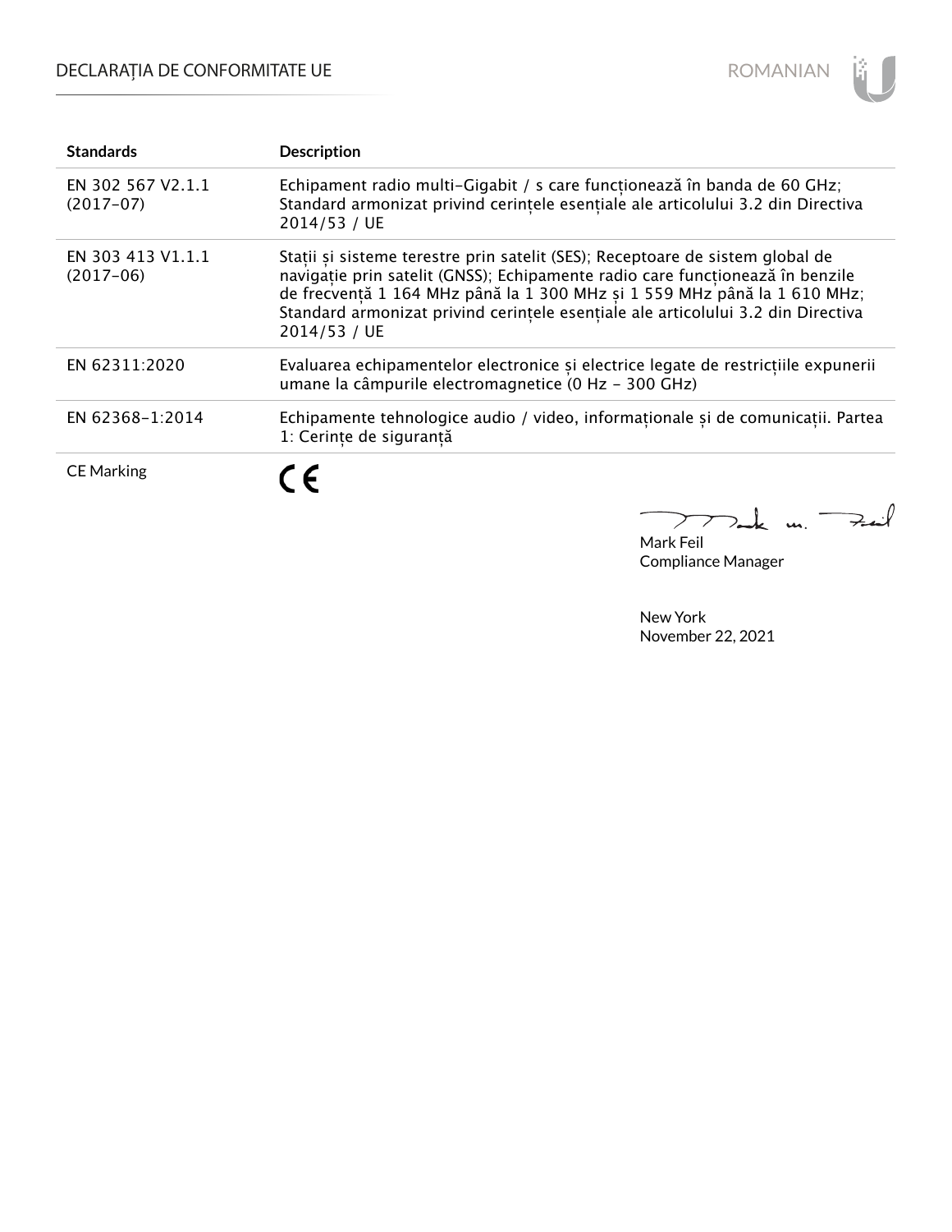| Standards | Description |
|---|---|
| EN 302 567 V2.1.1 (2017-07) | Echipament radio multi-Gigabit / s care funcționează în banda de 60 GHz; Standard armonizat privind cerințele esențiale ale articolului 3.2 din Directiva 2014/53 / UE |
| EN 303 413 V1.1.1 (2017-06) | Stații și sisteme terestre prin satelit (SES); Receptoare de sistem global de navigație prin satelit (GNSS); Echipamente radio care funcționează în benzile de frecvență 1 164 MHz până la 1 300 MHz și 1 559 MHz până la 1 610 MHz; Standard armonizat privind cerințele esențiale ale articolului 3.2 din Directiva 2014/53 / UE |
| EN 62311:2020 | Evaluarea echipamentelor electronice și electrice legate de restricțiile expunerii umane la câmpurile electromagnetice (0 Hz - 300 GHz) |
| EN 62368-1:2014 | Echipamente tehnologice audio / video, informaționale și de comunicații. Partea 1: Cerințe de siguranță |
| CE Marking | CE |

Mark Feil
Compliance Manager

New York
November 22, 2021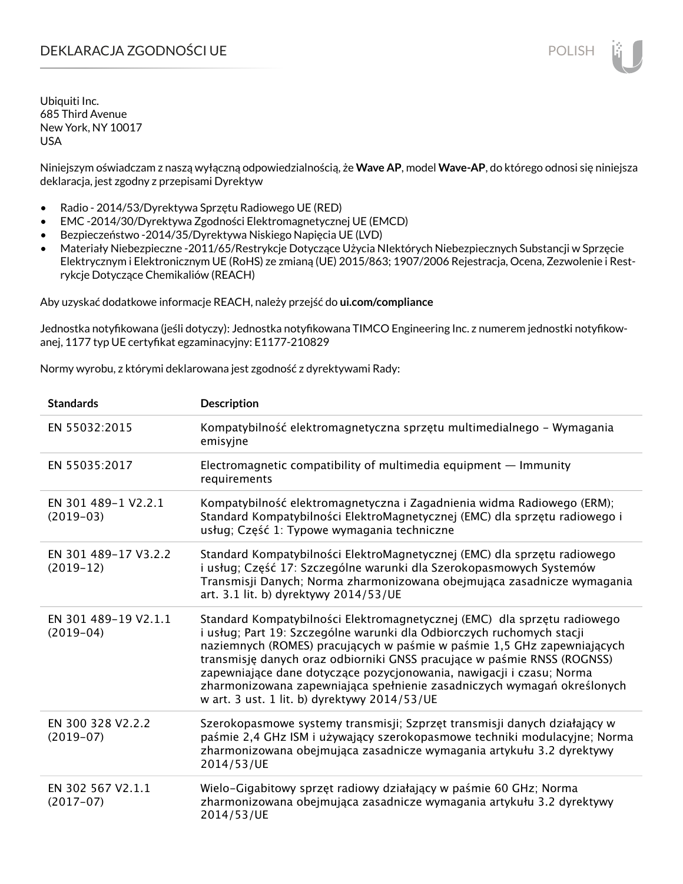# DEKLARACJA ZGODNOŚCI UE

Ubiquiti Inc.
685 Third Avenue
New York, NY 10017
USA

Niniejszym oświadczam z naszą wyłączną odpowiedzialnością, że **Wave AP**, model **Wave-AP**, do którego odnosi się niniejsza deklaracja, jest zgodny z przepisami Dyrektyw

- Radio - 2014/53/Dyrektywa Sprzętu Radiowego UE (RED)
- EMC -2014/30/Dyrektywa Zgodności Elektromagnetycznej UE (EMCD)
- Bezpieczeństwo -2014/35/Dyrektywa Niskiego Napięcia UE (LVD)
- Materiały Niebezpieczne -2011/65/Restrykcje Dotyczące Użycia NIektórych Niebezpiecznych Substancji w Sprzęcie Elektrycznym i Elektronicznym UE (RoHS) ze zmianą (UE) 2015/863; 1907/2006 Rejestracja, Ocena, Zezwolenie i Restrykcje Dotyczące Chemikaliów (REACH)

Aby uzyskać dodatkowe informacje REACH, należy przejść do **ui.com/compliance**

Jednostka notyfikowana (jeśli dotyczy): Jednostka notyfikowana TIMCO Engineering Inc. z numerem jednostki notyfikowanej, 1177 typ UE certyfikat egzaminacyjny: E1177-210829

Normy wyrobu, z którymi deklarowana jest zgodność z dyrektywami Rady:

| Standards | Description |
|---|---|
| EN 55032:2015 | Kompatybilność elektromagnetyczna sprzętu multimedialnego – Wymagania emisyjne |
| EN 55035:2017 | Electromagnetic compatibility of multimedia equipment — Immunity requirements |
| EN 301 489-1 V2.2.1 (2019-03) | Kompatybilność elektromagnetyczna i Zagadnienia widma Radiowego (ERM); Standard Kompatybilności ElektroMagnetycznej (EMC) dla sprzętu radiowego i usług; Część 1: Typowe wymagania techniczne |
| EN 301 489-17 V3.2.2 (2019-12) | Standard Kompatybilności ElektroMagnetycznej (EMC) dla sprzętu radiowego i usług; Część 17: Szczególne warunki dla Szerokopasmowych Systemów Transmisji Danych; Norma zharmonizowana obejmująca zasadnicze wymagania art. 3.1 lit. b) dyrektywy 2014/53/UE |
| EN 301 489-19 V2.1.1 (2019-04) | Standard Kompatybilności Elektromagnetycznej (EMC) dla sprzętu radiowego i usług; Part 19: Szczególne warunki dla Odbiorczych ruchomych stacji naziemnych (ROMES) pracujących w paśmie w paśmie 1,5 GHz zapewniających transmisję danych oraz odbiorniki GNSS pracujące w paśmie RNSS (ROGNSS) zapewniające dane dotyczące pozycjonowania, nawigacji i czasu; Norma zharmonizowana zapewniająca spełnienie zasadniczych wymagań określonych w art. 3 ust. 1 lit. b) dyrektywy 2014/53/UE |
| EN 300 328 V2.2.2 (2019-07) | Szerokopasmowe systemy transmisji; Szprzęt transmisji danych działający w paśmie 2,4 GHz ISM i używający szerokopasmowe techniki modulacyjne; Norma zharmonizowana obejmująca zasadnicze wymagania artykułu 3.2 dyrektywy 2014/53/UE |
| EN 302 567 V2.1.1 (2017-07) | Wielo-Gigabitowy sprzęt radiowy działający w paśmie 60 GHz; Norma zharmonizowana obejmująca zasadnicze wymagania artykułu 3.2 dyrektywy 2014/53/UE |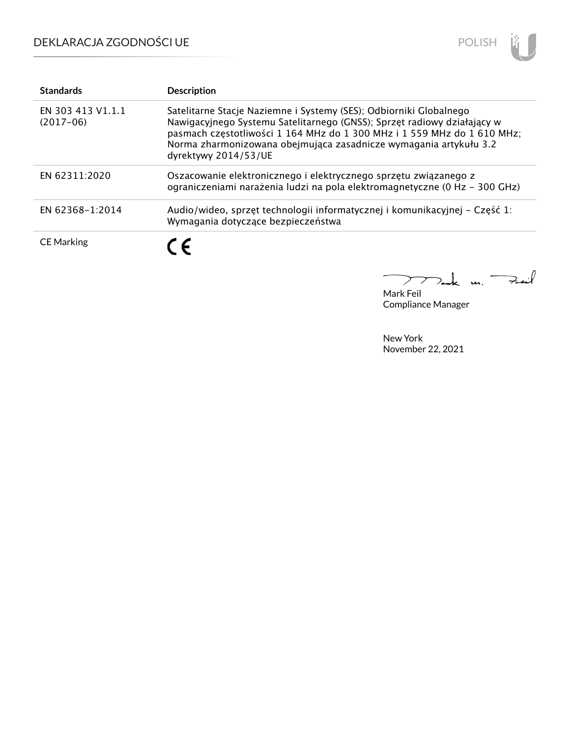# DEKLARACJA ZGODNOŚCI UE

| Standards | Description |
| --- | --- |
| EN 303 413 V1.1.1 (2017-06) | Satelitarne Stacje Naziemne i Systemy (SES); Odbiorniki Globalnego Nawigacyjnego Systemu Satelitarnego (GNSS); Sprzęt radiowy działający w pasmach częstotliwości 1 164 MHz do 1 300 MHz i 1 559 MHz do 1 610 MHz; Norma zharmonizowana obejmująca zasadnicze wymagania artykułu 3.2 dyrektywy 2014/53/UE |
| EN 62311:2020 | Oszacowanie elektronicznego i elektrycznego sprzętu związanego z ograniczeniami narażenia ludzi na pola elektromagnetyczne (0 Hz - 300 GHz) |
| EN 62368-1:2014 | Audio/wideo, sprzęt technologii informatycznej i komunikacyjnej - Część 1: Wymagania dotyczące bezpieczeństwa |
| CE Marking | CE |

Mark Feil
Compliance Manager

New York
November 22, 2021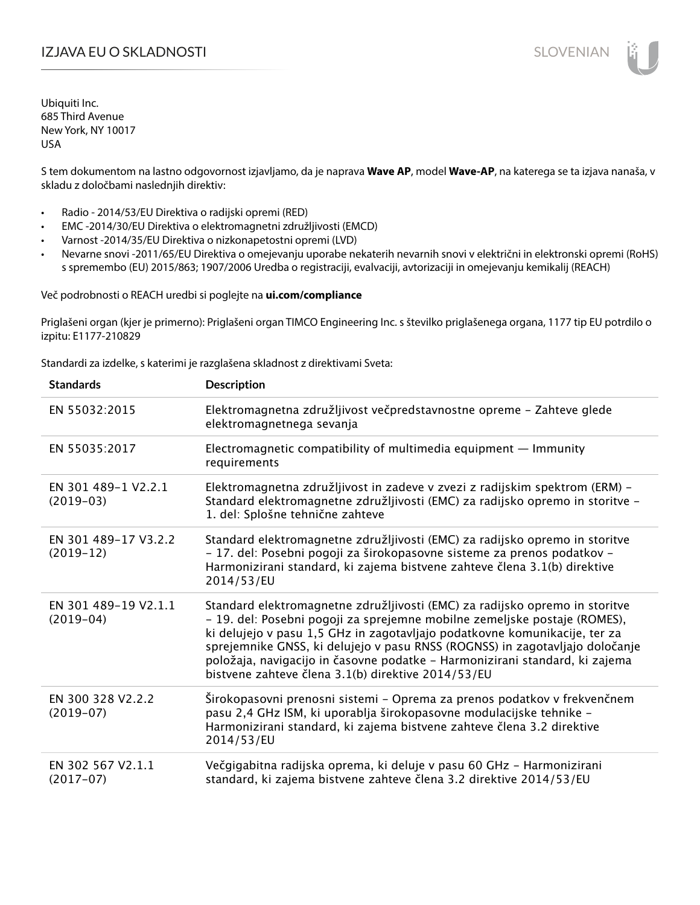# IZJAVA EU O SKLADNOSTI

Ubiquiti Inc.
685 Third Avenue
New York, NY 10017
USA

S tem dokumentom na lastno odgovornost izjavljamo, da je naprava **Wave AP**, model **Wave-AP**, na katerega se ta izjava nanaša, v skladu z določbami naslednjih direktiv:

- Radio - 2014/53/EU Direktiva o radijski opremi (RED)
- EMC -2014/30/EU Direktiva o elektromagnetni združljivosti (EMCD)
- Varnost -2014/35/EU Direktiva o nizkonapetostni opremi (LVD)
- Nevarne snovi -2011/65/EU Direktiva o omejevanju uporabe nekaterih nevarnih snovi v električni in elektronski opremi (RoHS) s spremembo (EU) 2015/863; 1907/2006 Uredba o registraciji, evalvaciji, avtorizaciji in omejevanju kemikalij (REACH)

Več podrobnosti o REACH uredbi si poglejte na **ui.com/compliance**

Priglašeni organ (kjer je primerno): Priglašeni organ TIMCO Engineering Inc. s številko priglašenega organa, 1177 tip EU potrdilo o izpitu: E1177-210829

Standardi za izdelke, s katerimi je razglašena skladnost z direktivami Sveta:

| Standards | Description |
|---|---|
| EN 55032:2015 | Elektromagnetna združljivost večpredstavnostne opreme - Zahteve glede elektromagnetnega sevanja |
| EN 55035:2017 | Electromagnetic compatibility of multimedia equipment — Immunity requirements |
| EN 301 489-1 V2.2.1 (2019-03) | Elektromagnetna združljivost in zadeve v zvezi z radijskim spektrom (ERM) - Standard elektromagnetne združljivosti (EMC) za radijsko opremo in storitve - 1. del: Splošne tehnične zahteve |
| EN 301 489-17 V3.2.2 (2019-12) | Standard elektromagnetne združljivosti (EMC) za radijsko opremo in storitve - 17. del: Posebni pogoji za širokopasovne sisteme za prenos podatkov - Harmonizirani standard, ki zajema bistvene zahteve člena 3.1(b) direktive 2014/53/EU |
| EN 301 489-19 V2.1.1 (2019-04) | Standard elektromagnetne združljivosti (EMC) za radijsko opremo in storitve - 19. del: Posebni pogoji za sprejemne mobilne zemeljske postaje (ROMES), ki delujejo v pasu 1,5 GHz in zagotavljajo podatkovne komunikacije, ter za sprejemnike GNSS, ki delujejo v pasu RNSS (ROGNSS) in zagotavljajo določanje položaja, navigacijo in časovne podatke - Harmonizirani standard, ki zajema bistvene zahteve člena 3.1(b) direktive 2014/53/EU |
| EN 300 328 V2.2.2 (2019-07) | Širokopasovni prenosni sistemi - Oprema za prenos podatkov v frekvenčnem pasu 2,4 GHz ISM, ki uporablja širokopasovne modulacijske tehnike - Harmonizirani standard, ki zajema bistvene zahteve člena 3.2 direktive 2014/53/EU |
| EN 302 567 V2.1.1 (2017-07) | Večgigabitna radijska oprema, ki deluje v pasu 60 GHz - Harmonizirani standard, ki zajema bistvene zahteve člena 3.2 direktive 2014/53/EU |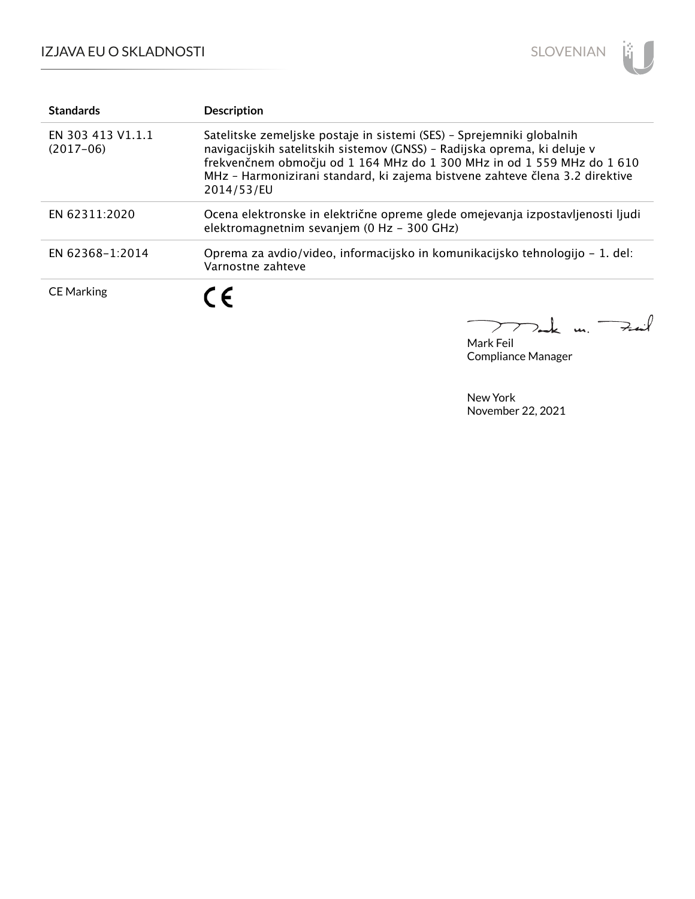| Standards | Description |
| --- | --- |
| EN 303 413 V1.1.1 (2017-06) | Satelitske zemeljske postaje in sistemi (SES) – Sprejemniki globalnih navigacijskih satelitskih sistemov (GNSS) – Radijska oprema, ki deluje v frekvenčnem območju od 1 164 MHz do 1 300 MHz in od 1 559 MHz do 1 610 MHz – Harmonizirani standard, ki zajema bistvene zahteve člena 3.2 direktive 2014/53/EU |
| EN 62311:2020 | Ocena elektronske in električne opreme glede omejevanja izpostavljenosti ljudi elektromagnetnim sevanjem (0 Hz – 300 GHz) |
| EN 62368-1:2014 | Oprema za avdio/video, informacijsko in komunikacijsko tehnologijo – 1. del: Varnostne zahteve |
| CE Marking | CE |

Mark Feil
Compliance Manager

New York
November 22, 2021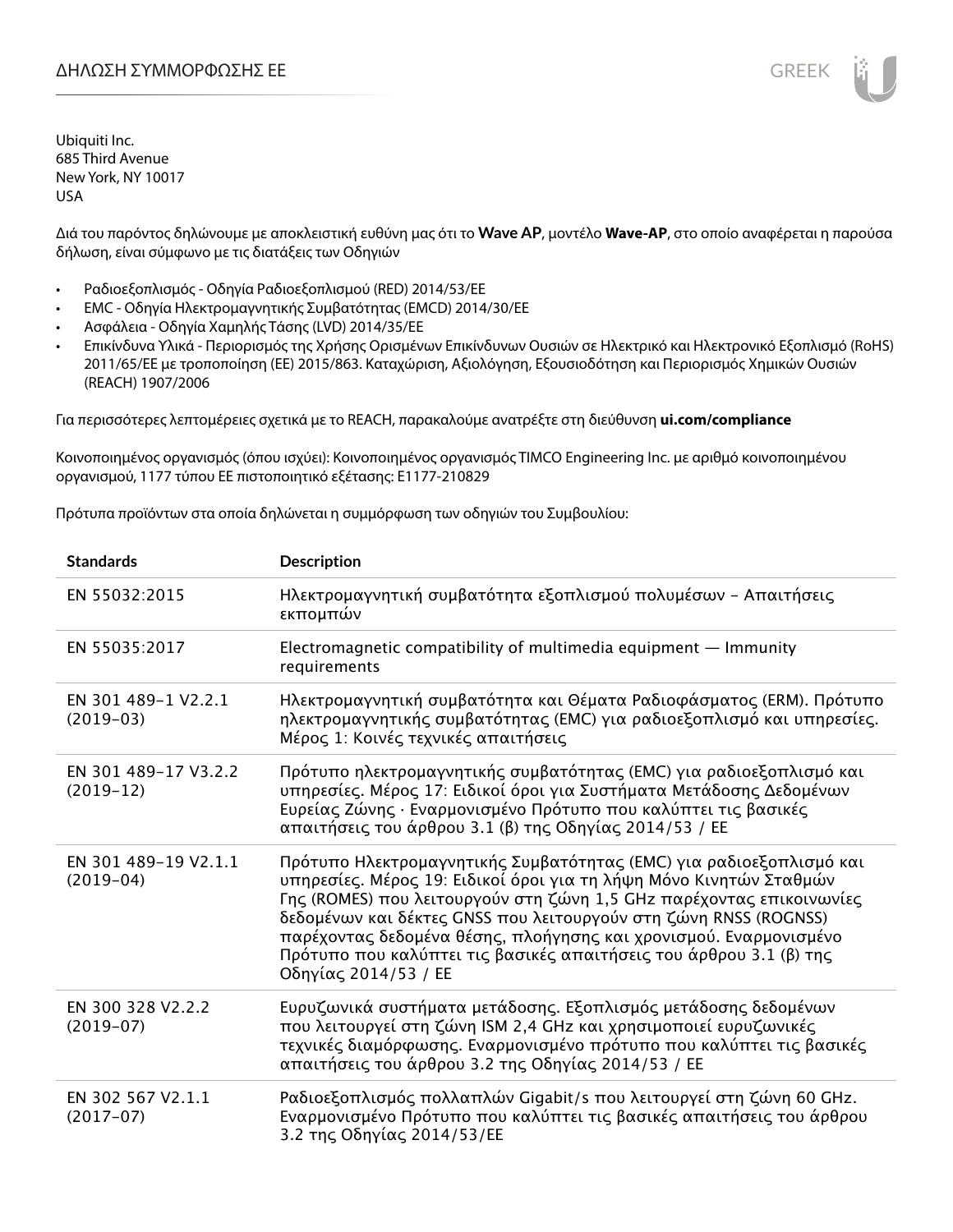# ΔΗΛΩΣΗ ΣΥΜΜΟΡΦΩΣΗΣ ΕΕ

Ubiquiti Inc.
685 Third Avenue
New York, NY 10017
USA

Διά του παρόντος δηλώνουμε με αποκλειστική ευθύνη μας ότι το **Wave AP**, μοντέλο **Wave-AP**, στο οποίο αναφέρεται η παρούσα δήλωση, είναι σύμφωνο με τις διατάξεις των Οδηγιών

- Ραδιοεξοπλισμός - Οδηγία Ραδιοεξοπλισμού (RED) 2014/53/ΕΕ
- EMC - Οδηγία Ηλεκτρομαγνητικής Συμβατότητας (EMCD) 2014/30/ΕΕ
- Ασφάλεια - Οδηγία Χαμηλής Τάσης (LVD) 2014/35/ΕΕ
- Επικίνδυνα Υλικά - Περιορισμός της Χρήσης Ορισμένων Επικίνδυνων Ουσιών σε Ηλεκτρικό και Ηλεκτρονικό Εξοπλισμό (RoHS) 2011/65/ΕΕ με τροποποίηση (ΕΕ) 2015/863. Καταχώριση, Αξιολόγηση, Εξουσιοδότηση και Περιορισμός Χημικών Ουσιών (REACH) 1907/2006

Για περισσότερες λεπτομέρειες σχετικά με το REACH, παρακαλούμε ανατρέξτε στη διεύθυνση **ui.com/compliance**

Κοινοποιημένος οργανισμός (όπου ισχύει): Κοινοποιημένος οργανισμός TIMCO Engineering Inc. με αριθμό κοινοποιημένου οργανισμού, 1177 τύπου ΕΕ πιστοποιητικό εξέτασης: E1177-210829

Πρότυπα προϊόντων στα οποία δηλώνεται η συμμόρφωση των οδηγιών του Συμβουλίου:

| Standards | Description |
|---|---|
| EN 55032:2015 | Ηλεκτρομαγνητική συμβατότητα εξοπλισμού πολυμέσων – Απαιτήσεις εκπομπών |
| EN 55035:2017 | Electromagnetic compatibility of multimedia equipment — Immunity requirements |
| EN 301 489-1 V2.2.1 (2019-03) | Ηλεκτρομαγνητική συμβατότητα και Θέματα Ραδιοφάσματος (ERM). Πρότυπο ηλεκτρομαγνητικής συμβατότητας (EMC) για ραδιοεξοπλισμό και υπηρεσίες. Μέρος 1: Κοινές τεχνικές απαιτήσεις |
| EN 301 489-17 V3.2.2 (2019-12) | Πρότυπο ηλεκτρομαγνητικής συμβατότητας (EMC) για ραδιοεξοπλισμό και υπηρεσίες. Μέρος 17: Ειδικοί όροι για Συστήματα Μετάδοσης Δεδομένων Ευρείας Ζώνης · Εναρμονισμένο Πρότυπο που καλύπτει τις βασικές απαιτήσεις του άρθρου 3.1 (β) της Οδηγίας 2014/53 / ΕΕ |
| EN 301 489-19 V2.1.1 (2019-04) | Πρότυπο Ηλεκτρομαγνητικής Συμβατότητας (EMC) για ραδιοεξοπλισμό και υπηρεσίες. Μέρος 19: Ειδικοί όροι για τη λήψη Μόνο Κινητών Σταθμών Γης (ROMES) που λειτουργούν στη ζώνη 1,5 GHz παρέχοντας επικοινωνίες δεδομένων και δέκτες GNSS που λειτουργούν στη ζώνη RNSS (ROGNSS) παρέχοντας δεδομένα θέσης, πλοήγησης και χρονισμού. Εναρμονισμένο Πρότυπο που καλύπτει τις βασικές απαιτήσεις του άρθρου 3.1 (β) της Οδηγίας 2014/53 / ΕΕ |
| EN 300 328 V2.2.2 (2019-07) | Ευρυζωνικά συστήματα μετάδοσης. Εξοπλισμός μετάδοσης δεδομένων που λειτουργεί στη ζώνη ISM 2,4 GHz και χρησιμοποιεί ευρυζωνικές τεχνικές διαμόρφωσης. Εναρμονισμένο πρότυπο που καλύπτει τις βασικές απαιτήσεις του άρθρου 3.2 της Οδηγίας 2014/53 / ΕΕ |
| EN 302 567 V2.1.1 (2017-07) | Ραδιοεξοπλισμός πολλαπλών Gigabit/s που λειτουργεί στη ζώνη 60 GHz. Εναρμονισμένο Πρότυπο που καλύπτει τις βασικές απαιτήσεις του άρθρου 3.2 της Οδηγίας 2014/53/ΕΕ |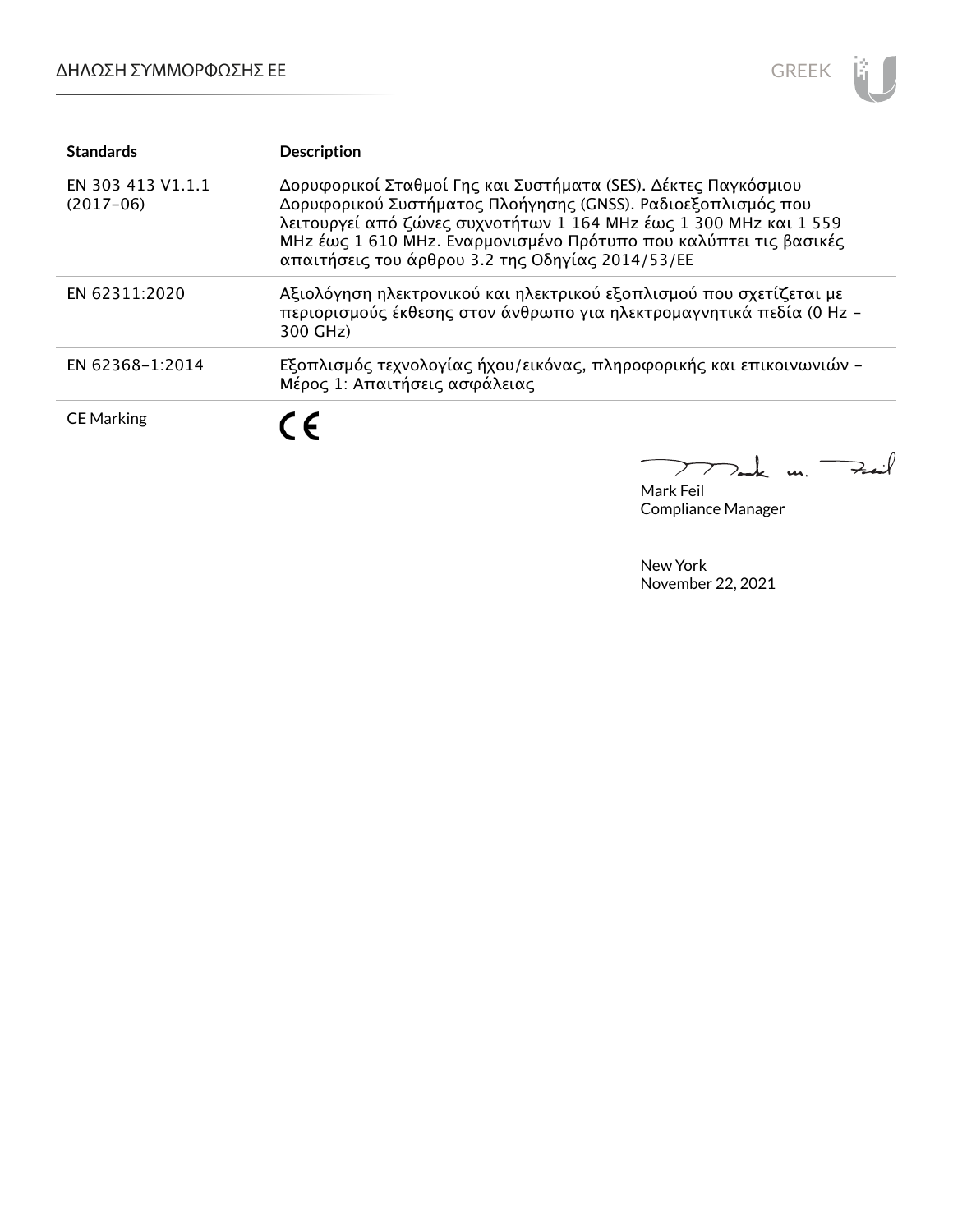| Standards | Description |
| --- | --- |
| EN 303 413 V1.1.1 (2017-06) | Δορυφορικοί Σταθμοί Γης και Συστήματα (SES). Δέκτες Παγκόσμιου Δορυφορικού Συστήματος Πλοήγησης (GNSS). Ραδιοεξοπλισμός που λειτουργεί από ζώνες συχνοτήτων 1 164 MHz έως 1 300 MHz και 1 559 MHz έως 1 610 MHz. Εναρμονισμένο Πρότυπο που καλύπτει τις βασικές απαιτήσεις του άρθρου 3.2 της Οδηγίας 2014/53/ΕΕ |
| EN 62311:2020 | Αξιολόγηση ηλεκτρονικού και ηλεκτρικού εξοπλισμού που σχετίζεται με περιορισμούς έκθεσης στον άνθρωπο για ηλεκτρομαγνητικά πεδία (0 Hz - 300 GHz) |
| EN 62368-1:2014 | Εξοπλισμός τεχνολογίας ήχου/εικόνας, πληροφορικής και επικοινωνιών - Μέρος 1: Απαιτήσεις ασφάλειας |
| CE Marking | CE |

Mark Feil
Compliance Manager

New York
November 22, 2021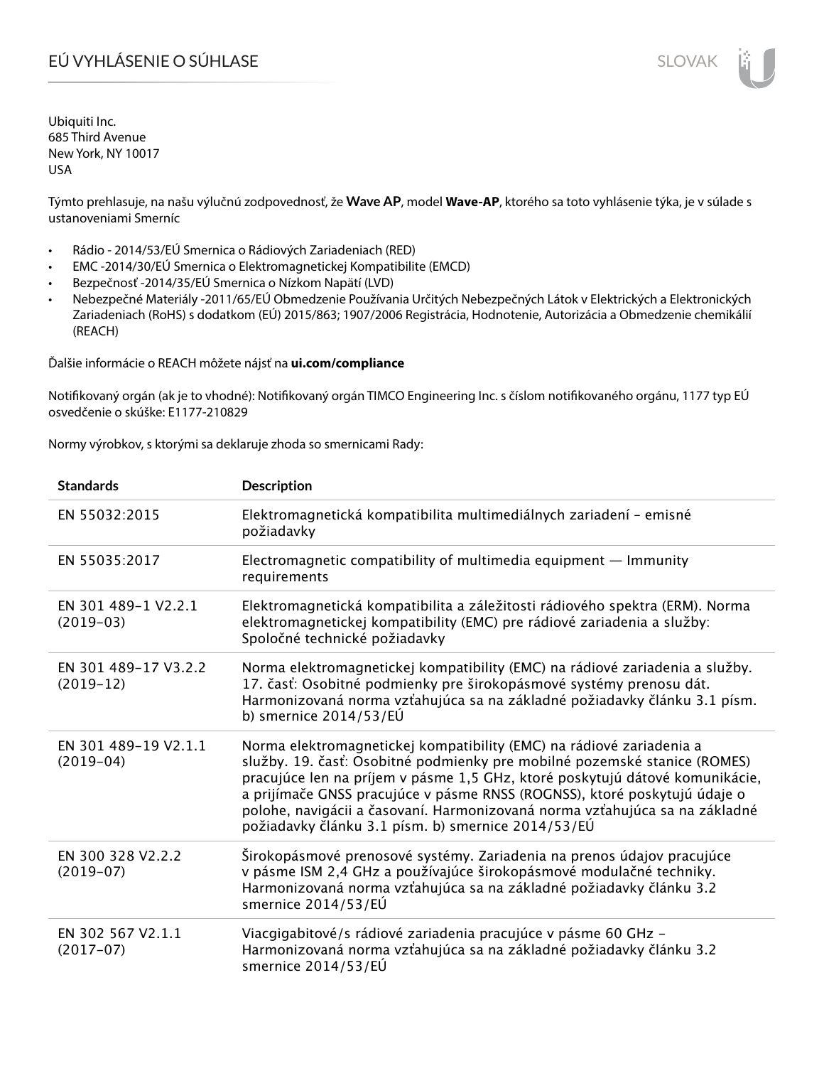# EÚ VYHLÁSENIE O SÚHLASE

Ubiquiti Inc.
685 Third Avenue
New York, NY 10017
USA

Týmto prehlasuje, na našu výlučnú zodpovednosť, že **Wave AP**, model **Wave-AP**, ktorého sa toto vyhlásenie týka, je v súlade s ustanoveniami Smerníc

- Rádio - 2014/53/EÚ Smernica o Rádiových Zariadeniach (RED)
- EMC -2014/30/EÚ Smernica o Elektromagnetickej Kompatibilite (EMCD)
- Bezpečnosť -2014/35/EÚ Smernica o Nízkom Napätí (LVD)
- Nebezpečné Materiály -2011/65/EÚ Obmedzenie Používania Určitých Nebezpečných Látok v Elektrických a Elektronických Zariadeniach (RoHS) s dodatkom (EÚ) 2015/863; 1907/2006 Registrácia, Hodnotenie, Autorizácia a Obmedzenie chemikálií (REACH)

Ďalšie informácie o REACH môžete nájsť na **ui.com/compliance**

Notifikovaný orgán (ak je to vhodné): Notifikovaný orgán TIMCO Engineering Inc. s číslom notifikovaného orgánu, 1177 typ EÚ osvedčenie o skúške: E1177-210829

Normy výrobkov, s ktorými sa deklaruje zhoda so smernicami Rady:

| Standards | Description |
|---|---|
| EN 55032:2015 | Elektromagnetická kompatibilita multimediálnych zariadení - emisné požiadavky |
| EN 55035:2017 | Electromagnetic compatibility of multimedia equipment — Immunity requirements |
| EN 301 489-1 V2.2.1 (2019-03) | Elektromagnetická kompatibilita a záležitosti rádiového spektra (ERM). Norma elektromagnetickej kompatibility (EMC) pre rádiové zariadenia a služby: Spoločné technické požiadavky |
| EN 301 489-17 V3.2.2 (2019-12) | Norma elektromagnetickej kompatibility (EMC) na rádiové zariadenia a služby. 17. časť: Osobitné podmienky pre širokopásmové systémy prenosu dát. Harmonizovaná norma vzťahujúca sa na základné požiadavky článku 3.1 písm. b) smernice 2014/53/EÚ |
| EN 301 489-19 V2.1.1 (2019-04) | Norma elektromagnetickej kompatibility (EMC) na rádiové zariadenia a služby. 19. časť: Osobitné podmienky pre mobilné pozemské stanice (ROMES) pracujúce len na príjem v pásme 1,5 GHz, ktoré poskytujú dátové komunikácie, a prijímače GNSS pracujúce v pásme RNSS (ROGNSS), ktoré poskytujú údaje o polohe, navigácii a časovaní. Harmonizovaná norma vzťahujúca sa na základné požiadavky článku 3.1 písm. b) smernice 2014/53/EÚ |
| EN 300 328 V2.2.2 (2019-07) | Širokopásmové prenosové systémy. Zariadenia na prenos údajov pracujúce v pásme ISM 2,4 GHz a používajúce širokopásmové modulačné techniky. Harmonizovaná norma vzťahujúca sa na základné požiadavky článku 3.2 smernice 2014/53/EÚ |
| EN 302 567 V2.1.1 (2017-07) | Viacgigabitové/s rádiové zariadenia pracujúce v pásme 60 GHz - Harmonizovaná norma vzťahujúca sa na základné požiadavky článku 3.2 smernice 2014/53/EÚ |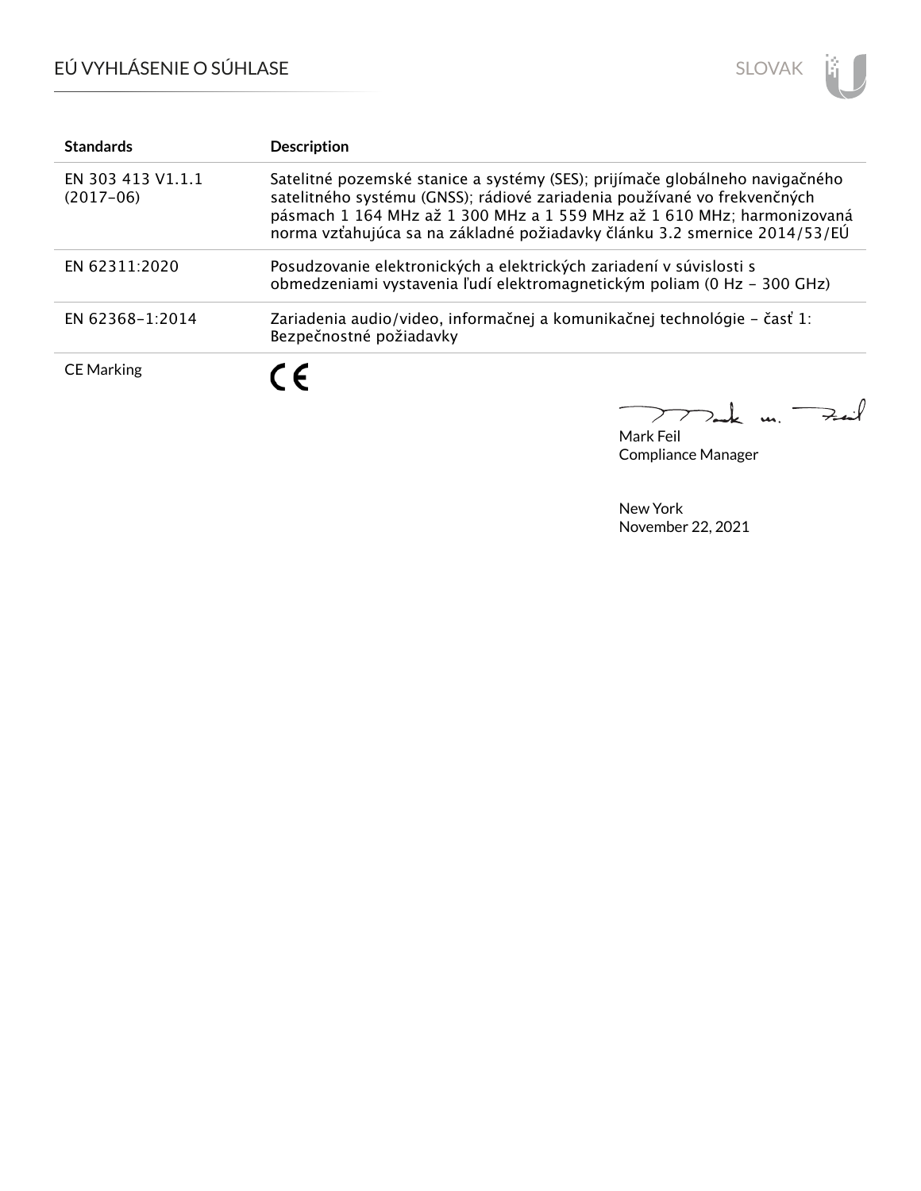| Standards | Description |
| --- | --- |
| EN 303 413 V1.1.1 (2017-06) | Satelitné pozemské stanice a systémy (SES); prijímače globálneho navigačného satelitného systému (GNSS); rádiové zariadenia používané vo frekvenčných pásmach 1 164 MHz až 1 300 MHz a 1 559 MHz až 1 610 MHz; harmonizovaná norma vzťahujúca sa na základné požiadavky článku 3.2 smernice 2014/53/EÚ |
| EN 62311:2020 | Posudzovanie elektronických a elektrických zariadení v súvislosti s obmedzeniami vystavenia ľudí elektromagnetickým poliam (0 Hz - 300 GHz) |
| EN 62368-1:2014 | Zariadenia audio/video, informačnej a komunikačnej technológie - časť 1: Bezpečnostné požiadavky |
| CE Marking | CE |

Mark Feil
Compliance Manager

New York
November 22, 2021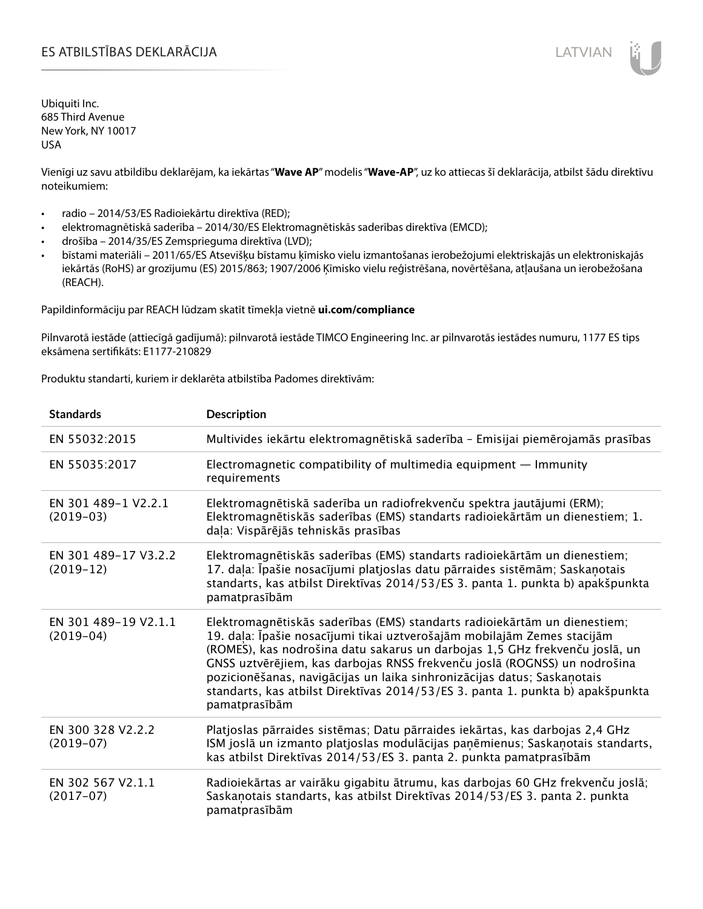# ES ATBILSTĪBAS DEKLARĀCIJA

Ubiquiti Inc.
685 Third Avenue
New York, NY 10017
USA

Vienīgi uz savu atbildību deklarējam, ka iekārtas "**Wave AP**" modelis "**Wave-AP**", uz ko attiecas šī deklarācija, atbilst šādu direktīvu noteikumiem:

- radio – 2014/53/ES Radioiekārtu direktīva (RED);
- elektromagnētiskā saderība – 2014/30/ES Elektromagnētiskās saderības direktīva (EMCD);
- drošība – 2014/35/ES Zemsprieguma direktīva (LVD);
- bīstami materiāli – 2011/65/ES Atsevišķu bīstamu ķīmisko vielu izmantošanas ierobežojumi elektriskajās un elektroniskajās iekārtās (RoHS) ar grozījumu (ES) 2015/863; 1907/2006 Ķīmisko vielu reģistrēšana, novērtēšana, atļaušana un ierobežošana (REACH).

Papildinformāciju par REACH lūdzam skatīt tīmekļa vietnē **ui.com/compliance**

Pilnvarotā iestāde (attiecīgā gadījumā): pilnvarotā iestāde TIMCO Engineering Inc. ar pilnvarotās iestādes numuru, 1177 ES tips eksāmena sertifikāts: E1177-210829

Produktu standarti, kuriem ir deklarēta atbilstība Padomes direktīvām:

| Standards | Description |
|---|---|
| EN 55032:2015 | Multivides iekārtu elektromagnētiskā saderība – Emisijai piemērojamās prasības |
| EN 55035:2017 | Electromagnetic compatibility of multimedia equipment — Immunity requirements |
| EN 301 489-1 V2.2.1 (2019-03) | Elektromagnētiskā saderība un radiofrekvenču spektra jautājumi (ERM); Elektromagnētiskās saderības (EMS) standarts radioiekārtām un dienestiem; 1. daļa: Vispārējās tehniskās prasības |
| EN 301 489-17 V3.2.2 (2019-12) | Elektromagnētiskās saderības (EMS) standarts radioiekārtām un dienestiem; 17. daļa: Īpašie nosacījumi platjoslas datu pārraides sistēmām; Saskaņotais standarts, kas atbilst Direktīvas 2014/53/ES 3. panta 1. punkta b) apakšpunkta pamatprasībām |
| EN 301 489-19 V2.1.1 (2019-04) | Elektromagnētiskās saderības (EMS) standarts radioiekārtām un dienestiem; 19. daļa: Īpašie nosacījumi tikai uztverošajām mobilajām Zemes stacijām (ROMES), kas nodrošina datu sakarus un darbojas 1,5 GHz frekvenču joslā, un GNSS uztvērējiem, kas darbojas RNSS frekvenču joslā (ROGNSS) un nodrošina pozicionēšanas, navigācijas un laika sinhronizācijas datus; Saskaņotais standarts, kas atbilst Direktīvas 2014/53/ES 3. panta 1. punkta b) apakšpunkta pamatprasībām |
| EN 300 328 V2.2.2 (2019-07) | Platjoslas pārraides sistēmas; Datu pārraides iekārtas, kas darbojas 2,4 GHz ISM joslā un izmanto platjoslas modulācijas paņēmienus; Saskaņotais standarts, kas atbilst Direktīvas 2014/53/ES 3. panta 2. punkta pamatprasībām |
| EN 302 567 V2.1.1 (2017-07) | Radioiekārtas ar vairāku gigabitu ātrumu, kas darbojas 60 GHz frekvenču joslā; Saskaņotais standarts, kas atbilst Direktīvas 2014/53/ES 3. panta 2. punkta pamatprasībām |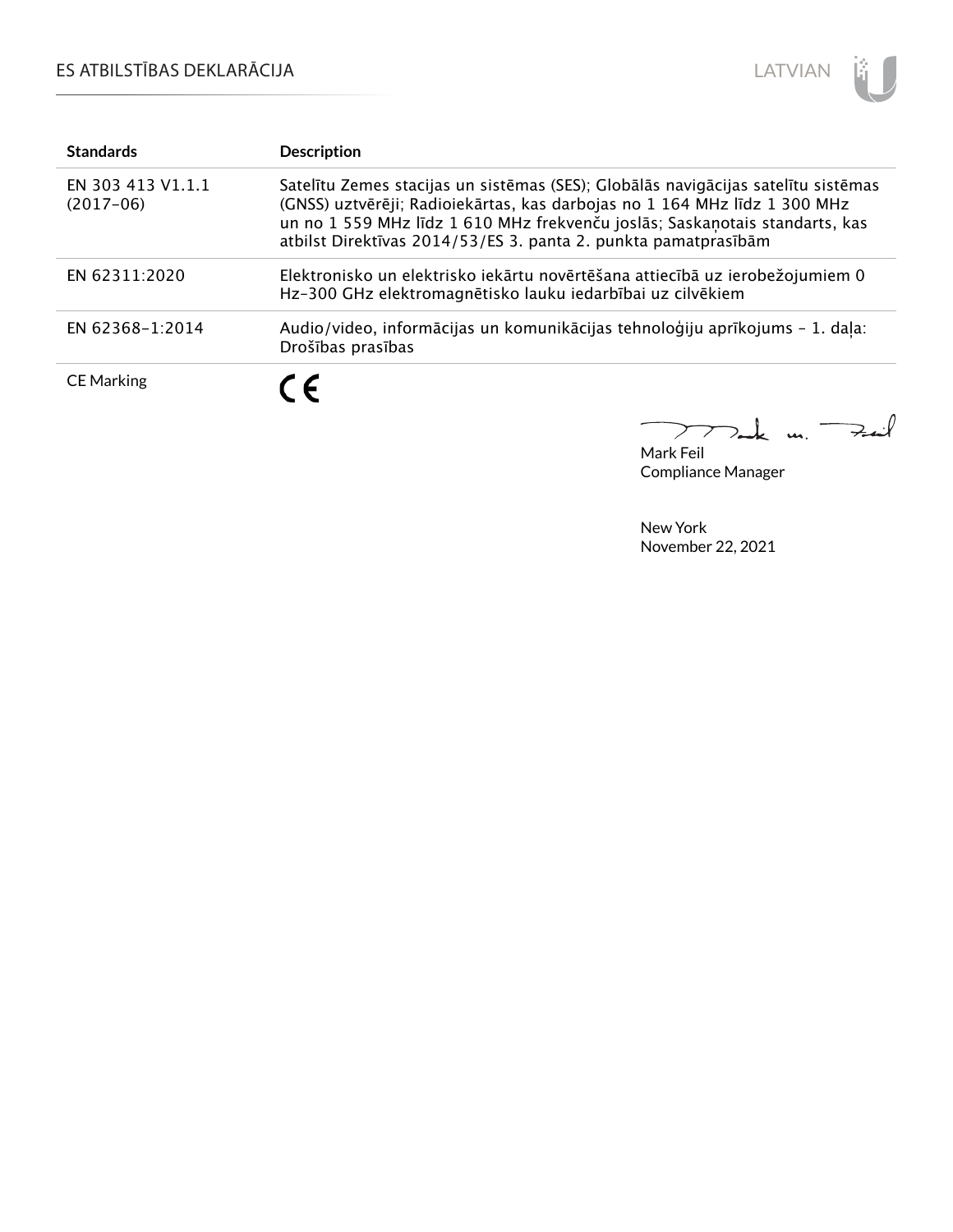| Standards | Description |
| --- | --- |
| EN 303 413 V1.1.1 (2017-06) | Satelītu Zemes stacijas un sistēmas (SES); Globālās navigācijas satelītu sistēmas (GNSS) uztvērēji; Radioiekārtas, kas darbojas no 1 164 MHz līdz 1 300 MHz un no 1 559 MHz līdz 1 610 MHz frekvenču joslās; Saskaņotais standarts, kas atbilst Direktīvas 2014/53/ES 3. panta 2. punkta pamatprasībām |
| EN 62311:2020 | Elektronisko un elektrisko iekārtu novērtēšana attiecībā uz ierobežojumiem 0 Hz-300 GHz elektromagnētisko lauku iedarbībai uz cilvēkiem |
| EN 62368-1:2014 | Audio/video, informācijas un komunikācijas tehnoloģiju aprīkojums - 1. daļa: Drošības prasības |
| CE Marking | CE |

Mark Feil
Compliance Manager

New York
November 22, 2021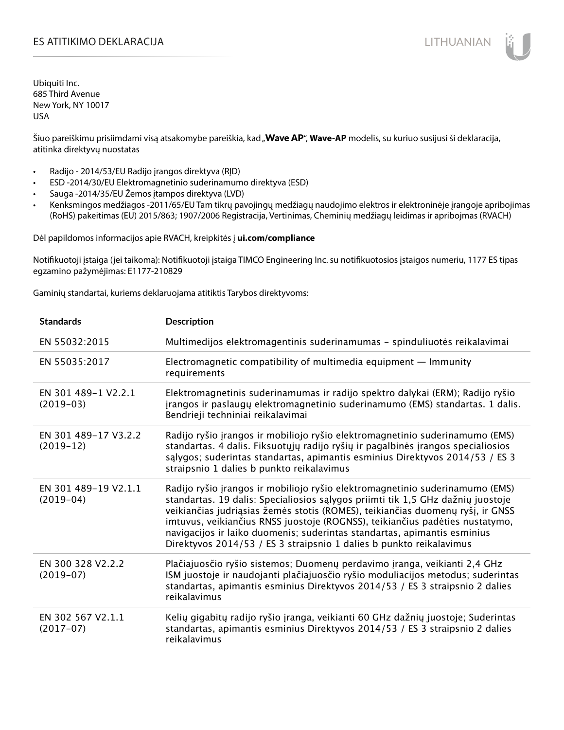# ES ATITIKIMO DEKLARACIJA

Ubiquiti Inc.
685 Third Avenue
New York, NY 10017
USA

Šiuo pareiškimu prisiimdami visą atsakomybe pareiškia, kad „**Wave AP**", **Wave-AP** modelis, su kuriuo susijusi ši deklaracija, atitinka direktyvų nuostatas

- Radijo - 2014/53/EU Radijo įrangos direktyva (RĮD)
- ESD -2014/30/EU Elektromagnetinio suderinamumo direktyva (ESD)
- Sauga -2014/35/EU Žemos įtampos direktyva (LVD)
- Kenksmingos medžiagos -2011/65/EU Tam tikrų pavojingų medžiagų naudojimo elektros ir elektroninėje įrangoje apribojimas (RoHS) pakeitimas (EU) 2015/863; 1907/2006 Registracija, Vertinimas, Cheminių medžiagų leidimas ir apribojmas (RVACH)

Dėl papildomos informacijos apie RVACH, kreipkitės į **ui.com/compliance**

Notifikuotoji įstaiga (jei taikoma): Notifikuotoji įstaiga TIMCO Engineering Inc. su notifikuotosios įstaigos numeriu, 1177 ES tipas egzamino pažymėjimas: E1177-210829

Gaminių standartai, kuriems deklaruojama atitiktis Tarybos direktyvoms:

| Standards | Description |
|---|---|
| EN 55032:2015 | Multimedijos elektromagentinis suderinamumas – spinduliuotės reikalavimai |
| EN 55035:2017 | Electromagnetic compatibility of multimedia equipment — Immunity requirements |
| EN 301 489-1 V2.2.1 (2019-03) | Elektromagnetinis suderinamumas ir radijo spektro dalykai (ERM); Radijo ryšio įrangos ir paslaugų elektromagnetinio suderinamumo (EMS) standartas. 1 dalis. Bendrieji techniniai reikalavimai |
| EN 301 489-17 V3.2.2 (2019-12) | Radijo ryšio įrangos ir mobiliojo ryšio elektromagnetinio suderinamumo (EMS) standartas. 4 dalis. Fiksuotųjų radijo ryšių ir pagalbinės įrangos specialiosios sąlygos; suderintas standartas, apimantis esminius Direktyvos 2014/53 / ES 3 straipsnio 1 dalies b punkto reikalavimus |
| EN 301 489-19 V2.1.1 (2019-04) | Radijo ryšio įrangos ir mobiliojo ryšio elektromagnetinio suderinamumo (EMS) standartas. 19 dalis: Specialiosios sąlygos priimti tik 1,5 GHz dažnių juostoje veikiančias judriąsias žemės stotis (ROMES), teikiančias duomenų ryšį, ir GNSS imtuvus, veikiančius RNSS juostoje (ROGNSS), teikiančius padėties nustatymo, navigacijos ir laiko duomenis; suderintas standartas, apimantis esminius Direktyvos 2014/53 / ES 3 straipsnio 1 dalies b punkto reikalavimus |
| EN 300 328 V2.2.2 (2019-07) | Plačiajuosčio ryšio sistemos; Duomenų perdavimo įranga, veikianti 2,4 GHz ISM juostoje ir naudojanti plačiajuosčio ryšio moduliacijos metodus; suderintas standartas, apimantis esminius Direktyvos 2014/53 / ES 3 straipsnio 2 dalies reikalavimus |
| EN 302 567 V2.1.1 (2017-07) | Kelių gigabitų radijo ryšio įranga, veikianti 60 GHz dažnių juostoje; Suderintas standartas, apimantis esminius Direktyvos 2014/53 / ES 3 straipsnio 2 dalies reikalavimus |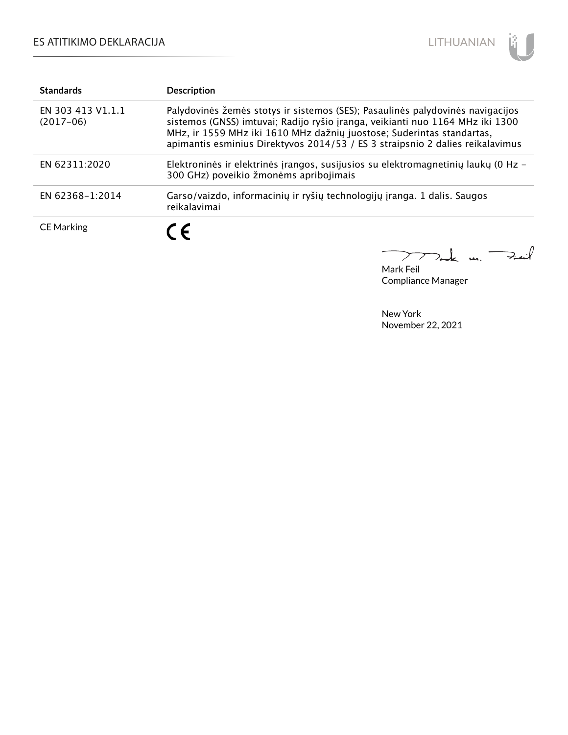| Standards | Description |
| --- | --- |
| EN 303 413 V1.1.1 (2017-06) | Palydovinės žemės stotys ir sistemos (SES); Pasaulinės palydovinės navigacijos sistemos (GNSS) imtuvai; Radijo ryšio įranga, veikianti nuo 1164 MHz iki 1300 MHz, ir 1559 MHz iki 1610 MHz dažnių juostose; Suderintas standartas, apimantis esminius Direktyvos 2014/53 / ES 3 straipsnio 2 dalies reikalavimus |
| EN 62311:2020 | Elektroninės ir elektrinės įrangos, susijusios su elektromagnetinių laukų (0 Hz – 300 GHz) poveikio žmonėms apribojimais |
| EN 62368-1:2014 | Garso/vaizdo, informacinių ir ryšių technologijų įranga. 1 dalis. Saugos reikalavimai |
| CE Marking | CE |

Mark Feil
Compliance Manager

New York
November 22, 2021